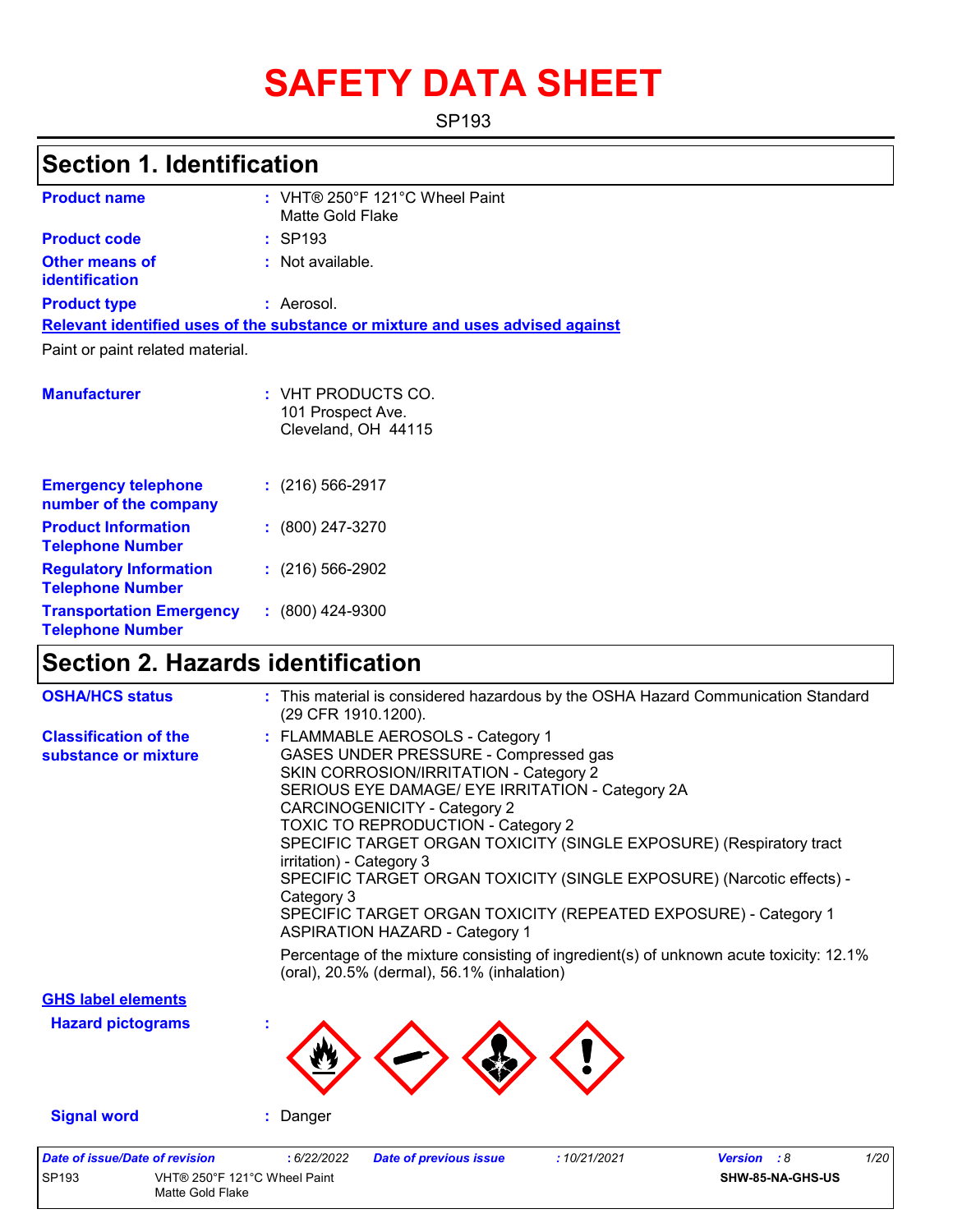# SAFETY DATA SHEET

SP193

## Section 1. Identification

| | | |
|---|---|---|
| **Product name** | : | VHT® 250°F 121°C Wheel Paint<br>Matte Gold Flake |
| **Product code** | : | SP193 |
| **Other means of identification** | : | Not available. |
| **Product type** | : | Aerosol. |

**Relevant identified uses of the substance or mixture and uses advised against**

Paint or paint related material.

| | | |
|---|---|---|
| **Manufacturer** | : | VHT PRODUCTS CO.<br>101 Prospect Ave.<br>Cleveland, OH 44115 |
| **Emergency telephone number of the company** | : | (216) 566-2917 |
| **Product Information Telephone Number** | : | (800) 247-3270 |
| **Regulatory Information Telephone Number** | : | (216) 566-2902 |
| **Transportation Emergency Telephone Number** | : | (800) 424-9300 |

## Section 2. Hazards identification

**OSHA/HCS status** : This material is considered hazardous by the OSHA Hazard Communication Standard (29 CFR 1910.1200).

**Classification of the substance or mixture** :
FLAMMABLE AEROSOLS - Category 1
GASES UNDER PRESSURE - Compressed gas
SKIN CORROSION/IRRITATION - Category 2
SERIOUS EYE DAMAGE/ EYE IRRITATION - Category 2A
CARCINOGENICITY - Category 2
TOXIC TO REPRODUCTION - Category 2
SPECIFIC TARGET ORGAN TOXICITY (SINGLE EXPOSURE) (Respiratory tract irritation) - Category 3
SPECIFIC TARGET ORGAN TOXICITY (SINGLE EXPOSURE) (Narcotic effects) - Category 3
SPECIFIC TARGET ORGAN TOXICITY (REPEATED EXPOSURE) - Category 1
ASPIRATION HAZARD - Category 1

Percentage of the mixture consisting of ingredient(s) of unknown acute toxicity: 12.1% (oral), 20.5% (dermal), 56.1% (inhalation)

**GHS label elements**

**Hazard pictograms** :

**Signal word** : Danger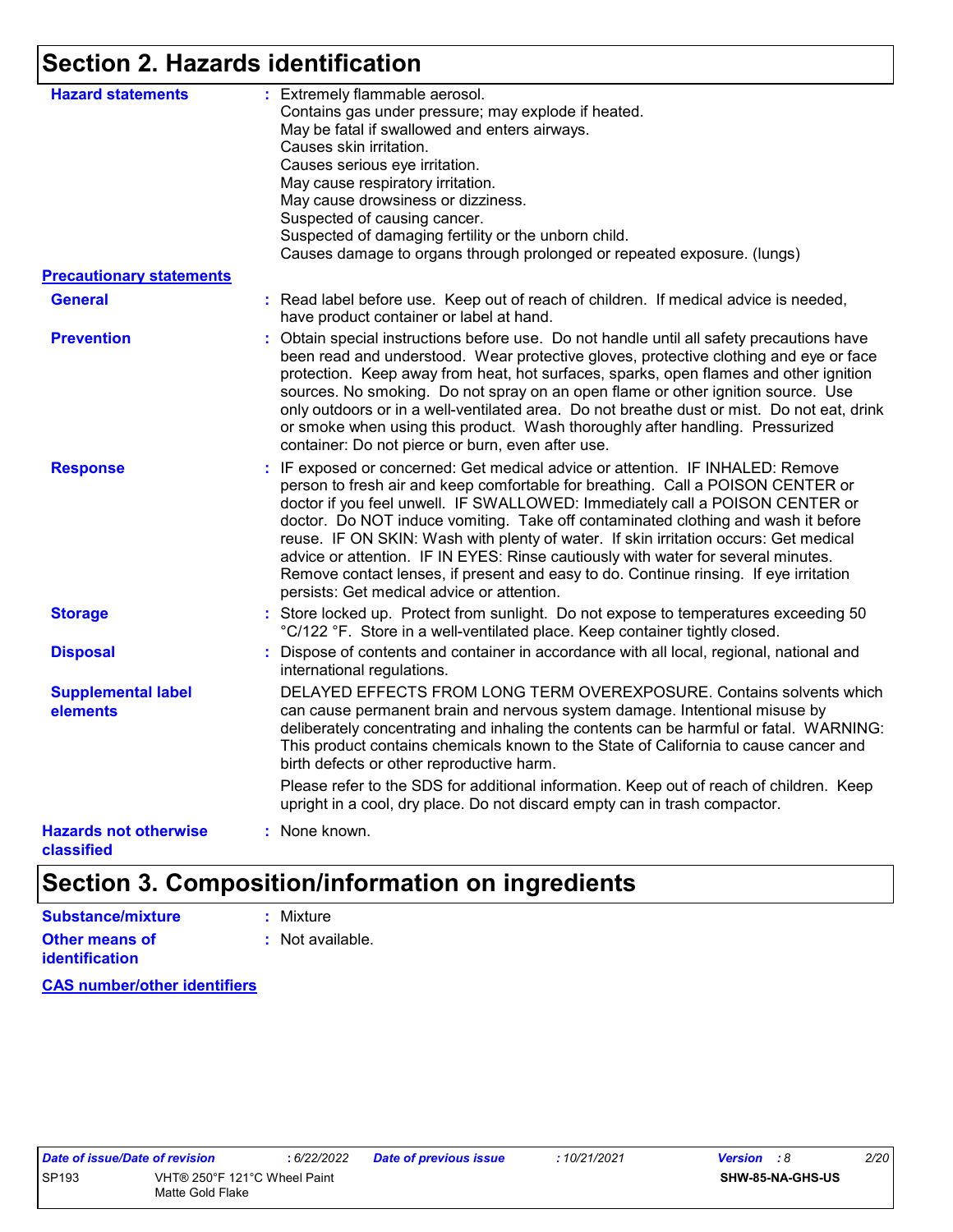## Section 2. Hazards identification

**Hazard statements** : Extremely flammable aerosol.
Contains gas under pressure; may explode if heated.
May be fatal if swallowed and enters airways.
Causes skin irritation.
Causes serious eye irritation.
May cause respiratory irritation.
May cause drowsiness or dizziness.
Suspected of causing cancer.
Suspected of damaging fertility or the unborn child.
Causes damage to organs through prolonged or repeated exposure. (lungs)

**Precautionary statements**

**General** : Read label before use. Keep out of reach of children. If medical advice is needed, have product container or label at hand.

**Prevention** : Obtain special instructions before use. Do not handle until all safety precautions have been read and understood. Wear protective gloves, protective clothing and eye or face protection. Keep away from heat, hot surfaces, sparks, open flames and other ignition sources. No smoking. Do not spray on an open flame or other ignition source. Use only outdoors or in a well-ventilated area. Do not breathe dust or mist. Do not eat, drink or smoke when using this product. Wash thoroughly after handling. Pressurized container: Do not pierce or burn, even after use.

**Response** : IF exposed or concerned: Get medical advice or attention. IF INHALED: Remove person to fresh air and keep comfortable for breathing. Call a POISON CENTER or doctor if you feel unwell. IF SWALLOWED: Immediately call a POISON CENTER or doctor. Do NOT induce vomiting. Take off contaminated clothing and wash it before reuse. IF ON SKIN: Wash with plenty of water. If skin irritation occurs: Get medical advice or attention. IF IN EYES: Rinse cautiously with water for several minutes. Remove contact lenses, if present and easy to do. Continue rinsing. If eye irritation persists: Get medical advice or attention.

**Storage** : Store locked up. Protect from sunlight. Do not expose to temperatures exceeding 50 °C/122 °F. Store in a well-ventilated place. Keep container tightly closed.

**Disposal** : Dispose of contents and container in accordance with all local, regional, national and international regulations.

**Supplemental label elements** DELAYED EFFECTS FROM LONG TERM OVEREXPOSURE. Contains solvents which can cause permanent brain and nervous system damage. Intentional misuse by deliberately concentrating and inhaling the contents can be harmful or fatal. WARNING: This product contains chemicals known to the State of California to cause cancer and birth defects or other reproductive harm.

Please refer to the SDS for additional information. Keep out of reach of children. Keep upright in a cool, dry place. Do not discard empty can in trash compactor.

**Hazards not otherwise classified** : None known.

## Section 3. Composition/information on ingredients

**Substance/mixture** : Mixture

**Other means of identification** : Not available.

**CAS number/other identifiers**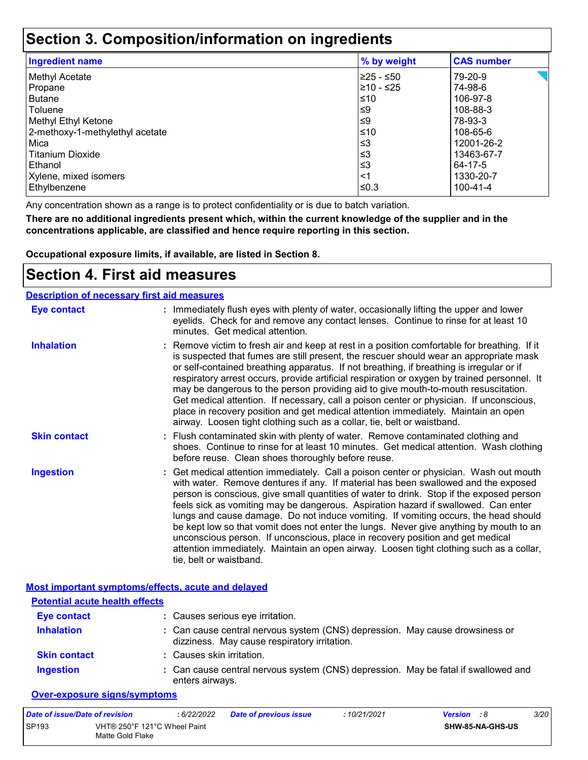## Section 3. Composition/information on ingredients

| Ingredient name | % by weight | CAS number |
|---|---|---|
| Methyl Acetate | ≥25 - ≤50 | 79-20-9 |
| Propane | ≥10 - ≤25 | 74-98-6 |
| Butane | ≤10 | 106-97-8 |
| Toluene | ≤9 | 108-88-3 |
| Methyl Ethyl Ketone | ≤9 | 78-93-3 |
| 2-methoxy-1-methylethyl acetate | ≤10 | 108-65-6 |
| Mica | ≤3 | 12001-26-2 |
| Titanium Dioxide | ≤3 | 13463-67-7 |
| Ethanol | ≤3 | 64-17-5 |
| Xylene, mixed isomers | <1 | 1330-20-7 |
| Ethylbenzene | ≤0.3 | 100-41-4 |

Any concentration shown as a range is to protect confidentiality or is due to batch variation.

**There are no additional ingredients present which, within the current knowledge of the supplier and in the concentrations applicable, are classified and hence require reporting in this section.**

**Occupational exposure limits, if available, are listed in Section 8.**

## Section 4. First aid measures

### Description of necessary first aid measures

**Eye contact** : Immediately flush eyes with plenty of water, occasionally lifting the upper and lower eyelids. Check for and remove any contact lenses. Continue to rinse for at least 10 minutes. Get medical attention.

**Inhalation** : Remove victim to fresh air and keep at rest in a position comfortable for breathing. If it is suspected that fumes are still present, the rescuer should wear an appropriate mask or self-contained breathing apparatus. If not breathing, if breathing is irregular or if respiratory arrest occurs, provide artificial respiration or oxygen by trained personnel. It may be dangerous to the person providing aid to give mouth-to-mouth resuscitation. Get medical attention. If necessary, call a poison center or physician. If unconscious, place in recovery position and get medical attention immediately. Maintain an open airway. Loosen tight clothing such as a collar, tie, belt or waistband.

**Skin contact** : Flush contaminated skin with plenty of water. Remove contaminated clothing and shoes. Continue to rinse for at least 10 minutes. Get medical attention. Wash clothing before reuse. Clean shoes thoroughly before reuse.

**Ingestion** : Get medical attention immediately. Call a poison center or physician. Wash out mouth with water. Remove dentures if any. If material has been swallowed and the exposed person is conscious, give small quantities of water to drink. Stop if the exposed person feels sick as vomiting may be dangerous. Aspiration hazard if swallowed. Can enter lungs and cause damage. Do not induce vomiting. If vomiting occurs, the head should be kept low so that vomit does not enter the lungs. Never give anything by mouth to an unconscious person. If unconscious, place in recovery position and get medical attention immediately. Maintain an open airway. Loosen tight clothing such as a collar, tie, belt or waistband.

### Most important symptoms/effects, acute and delayed

#### Potential acute health effects

**Eye contact** : Causes serious eye irritation.

**Inhalation** : Can cause central nervous system (CNS) depression. May cause drowsiness or dizziness. May cause respiratory irritation.

**Skin contact** : Causes skin irritation.

**Ingestion** : Can cause central nervous system (CNS) depression. May be fatal if swallowed and enters airways.

#### Over-exposure signs/symptoms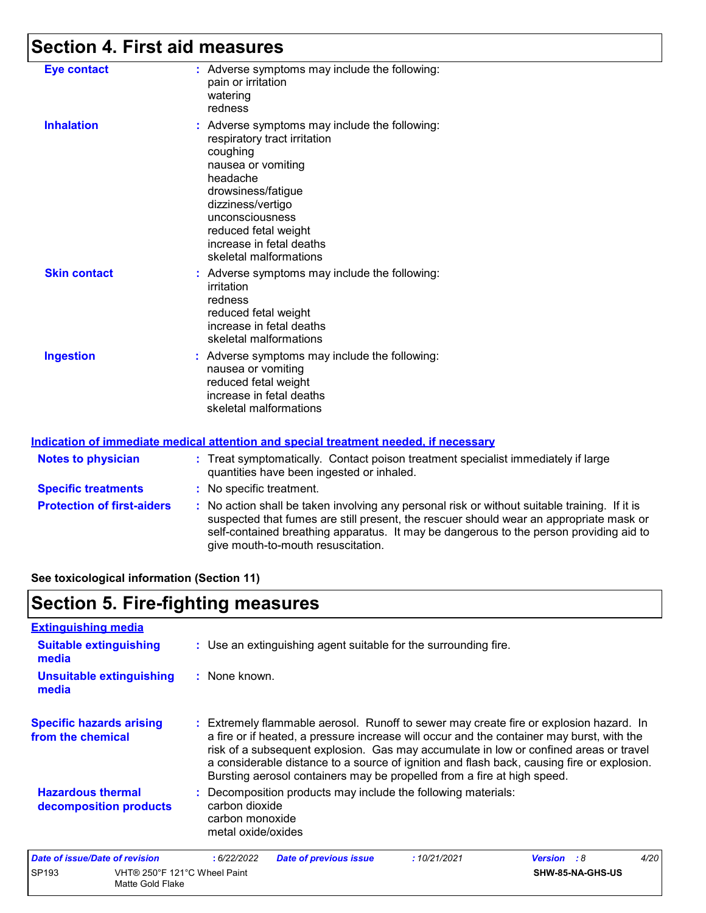## Section 4. First aid measures

**Eye contact** : Adverse symptoms may include the following:
pain or irritation
watering
redness

**Inhalation** : Adverse symptoms may include the following:
respiratory tract irritation
coughing
nausea or vomiting
headache
drowsiness/fatigue
dizziness/vertigo
unconsciousness
reduced fetal weight
increase in fetal deaths
skeletal malformations

**Skin contact** : Adverse symptoms may include the following:
irritation
redness
reduced fetal weight
increase in fetal deaths
skeletal malformations

**Ingestion** : Adverse symptoms may include the following:
nausea or vomiting
reduced fetal weight
increase in fetal deaths
skeletal malformations

### Indication of immediate medical attention and special treatment needed, if necessary

**Notes to physician** : Treat symptomatically. Contact poison treatment specialist immediately if large quantities have been ingested or inhaled.

**Specific treatments** : No specific treatment.

**Protection of first-aiders** : No action shall be taken involving any personal risk or without suitable training. If it is suspected that fumes are still present, the rescuer should wear an appropriate mask or self-contained breathing apparatus. It may be dangerous to the person providing aid to give mouth-to-mouth resuscitation.

**See toxicological information (Section 11)**

## Section 5. Fire-fighting measures

### Extinguishing media

**Suitable extinguishing media** : Use an extinguishing agent suitable for the surrounding fire.

**Unsuitable extinguishing media** : None known.

**Specific hazards arising from the chemical** : Extremely flammable aerosol. Runoff to sewer may create fire or explosion hazard. In a fire or if heated, a pressure increase will occur and the container may burst, with the risk of a subsequent explosion. Gas may accumulate in low or confined areas or travel a considerable distance to a source of ignition and flash back, causing fire or explosion. Bursting aerosol containers may be propelled from a fire at high speed.

**Hazardous thermal decomposition products** : Decomposition products may include the following materials:
carbon dioxide
carbon monoxide
metal oxide/oxides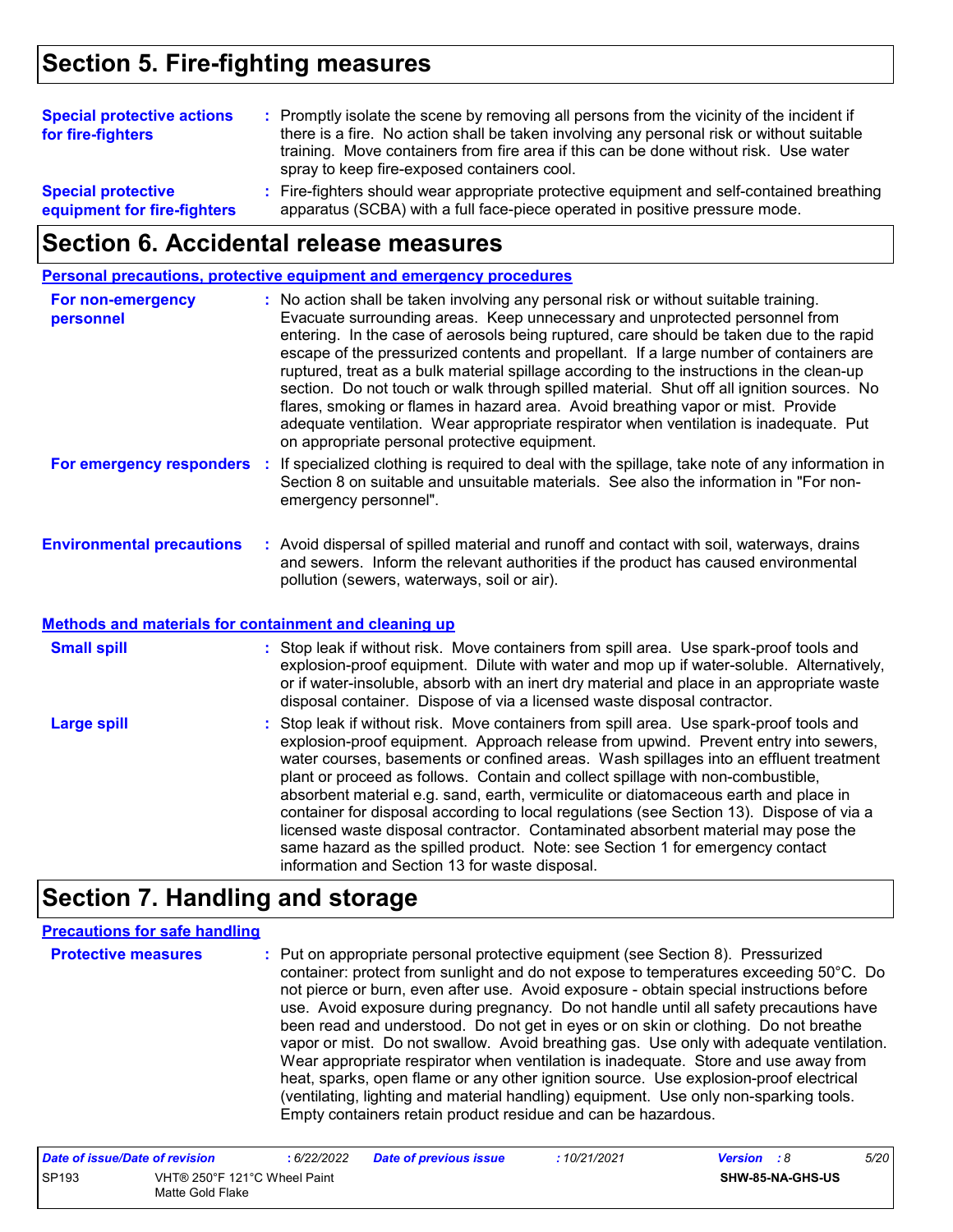## Section 5. Fire-fighting measures

**Special protective actions for fire-fighters** : Promptly isolate the scene by removing all persons from the vicinity of the incident if there is a fire. No action shall be taken involving any personal risk or without suitable training. Move containers from fire area if this can be done without risk. Use water spray to keep fire-exposed containers cool.

**Special protective equipment for fire-fighters** : Fire-fighters should wear appropriate protective equipment and self-contained breathing apparatus (SCBA) with a full face-piece operated in positive pressure mode.

## Section 6. Accidental release measures

### Personal precautions, protective equipment and emergency procedures

**For non-emergency personnel** : No action shall be taken involving any personal risk or without suitable training. Evacuate surrounding areas. Keep unnecessary and unprotected personnel from entering. In the case of aerosols being ruptured, care should be taken due to the rapid escape of the pressurized contents and propellant. If a large number of containers are ruptured, treat as a bulk material spillage according to the instructions in the clean-up section. Do not touch or walk through spilled material. Shut off all ignition sources. No flares, smoking or flames in hazard area. Avoid breathing vapor or mist. Provide adequate ventilation. Wear appropriate respirator when ventilation is inadequate. Put on appropriate personal protective equipment.

**For emergency responders** : If specialized clothing is required to deal with the spillage, take note of any information in Section 8 on suitable and unsuitable materials. See also the information in "For non-emergency personnel".

**Environmental precautions** : Avoid dispersal of spilled material and runoff and contact with soil, waterways, drains and sewers. Inform the relevant authorities if the product has caused environmental pollution (sewers, waterways, soil or air).

### Methods and materials for containment and cleaning up

**Small spill** : Stop leak if without risk. Move containers from spill area. Use spark-proof tools and explosion-proof equipment. Dilute with water and mop up if water-soluble. Alternatively, or if water-insoluble, absorb with an inert dry material and place in an appropriate waste disposal container. Dispose of via a licensed waste disposal contractor.

**Large spill** : Stop leak if without risk. Move containers from spill area. Use spark-proof tools and explosion-proof equipment. Approach release from upwind. Prevent entry into sewers, water courses, basements or confined areas. Wash spillages into an effluent treatment plant or proceed as follows. Contain and collect spillage with non-combustible, absorbent material e.g. sand, earth, vermiculite or diatomaceous earth and place in container for disposal according to local regulations (see Section 13). Dispose of via a licensed waste disposal contractor. Contaminated absorbent material may pose the same hazard as the spilled product. Note: see Section 1 for emergency contact information and Section 13 for waste disposal.

## Section 7. Handling and storage

### Precautions for safe handling

**Protective measures** : Put on appropriate personal protective equipment (see Section 8). Pressurized container: protect from sunlight and do not expose to temperatures exceeding 50°C. Do not pierce or burn, even after use. Avoid exposure - obtain special instructions before use. Avoid exposure during pregnancy. Do not handle until all safety precautions have been read and understood. Do not get in eyes or on skin or clothing. Do not breathe vapor or mist. Do not swallow. Avoid breathing gas. Use only with adequate ventilation. Wear appropriate respirator when ventilation is inadequate. Store and use away from heat, sparks, open flame or any other ignition source. Use explosion-proof electrical (ventilating, lighting and material handling) equipment. Use only non-sparking tools. Empty containers retain product residue and can be hazardous.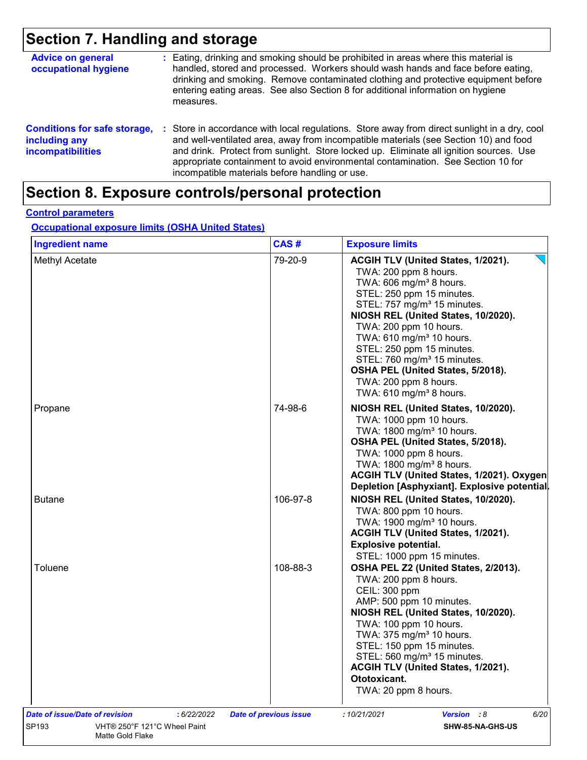# Section 7. Handling and storage

**Advice on general occupational hygiene** : Eating, drinking and smoking should be prohibited in areas where this material is handled, stored and processed. Workers should wash hands and face before eating, drinking and smoking. Remove contaminated clothing and protective equipment before entering eating areas. See also Section 8 for additional information on hygiene measures.

**Conditions for safe storage, including any incompatibilities** : Store in accordance with local regulations. Store away from direct sunlight in a dry, cool and well-ventilated area, away from incompatible materials (see Section 10) and food and drink. Protect from sunlight. Store locked up. Eliminate all ignition sources. Use appropriate containment to avoid environmental contamination. See Section 10 for incompatible materials before handling or use.

# Section 8. Exposure controls/personal protection

## Control parameters

### Occupational exposure limits (OSHA United States)

| Ingredient name | CAS # | Exposure limits |
|---|---|---|
| Methyl Acetate | 79-20-9 | **ACGIH TLV (United States, 1/2021).**<br>TWA: 200 ppm 8 hours.<br>TWA: 606 mg/m³ 8 hours.<br>STEL: 250 ppm 15 minutes.<br>STEL: 757 mg/m³ 15 minutes.<br>**NIOSH REL (United States, 10/2020).**<br>TWA: 200 ppm 10 hours.<br>TWA: 610 mg/m³ 10 hours.<br>STEL: 250 ppm 15 minutes.<br>STEL: 760 mg/m³ 15 minutes.<br>**OSHA PEL (United States, 5/2018).**<br>TWA: 200 ppm 8 hours.<br>TWA: 610 mg/m³ 8 hours. |
| Propane | 74-98-6 | **NIOSH REL (United States, 10/2020).**<br>TWA: 1000 ppm 10 hours.<br>TWA: 1800 mg/m³ 10 hours.<br>**OSHA PEL (United States, 5/2018).**<br>TWA: 1000 ppm 8 hours.<br>TWA: 1800 mg/m³ 8 hours.<br>**ACGIH TLV (United States, 1/2021). Oxygen Depletion [Asphyxiant]. Explosive potential.** |
| Butane | 106-97-8 | **NIOSH REL (United States, 10/2020).**<br>TWA: 800 ppm 10 hours.<br>TWA: 1900 mg/m³ 10 hours.<br>**ACGIH TLV (United States, 1/2021). Explosive potential.**<br>STEL: 1000 ppm 15 minutes. |
| Toluene | 108-88-3 | **OSHA PEL Z2 (United States, 2/2013).**<br>TWA: 200 ppm 8 hours.<br>CEIL: 300 ppm<br>AMP: 500 ppm 10 minutes.<br>**NIOSH REL (United States, 10/2020).**<br>TWA: 100 ppm 10 hours.<br>TWA: 375 mg/m³ 10 hours.<br>STEL: 150 ppm 15 minutes.<br>STEL: 560 mg/m³ 15 minutes.<br>**ACGIH TLV (United States, 1/2021). Ototoxicant.**<br>TWA: 20 ppm 8 hours. |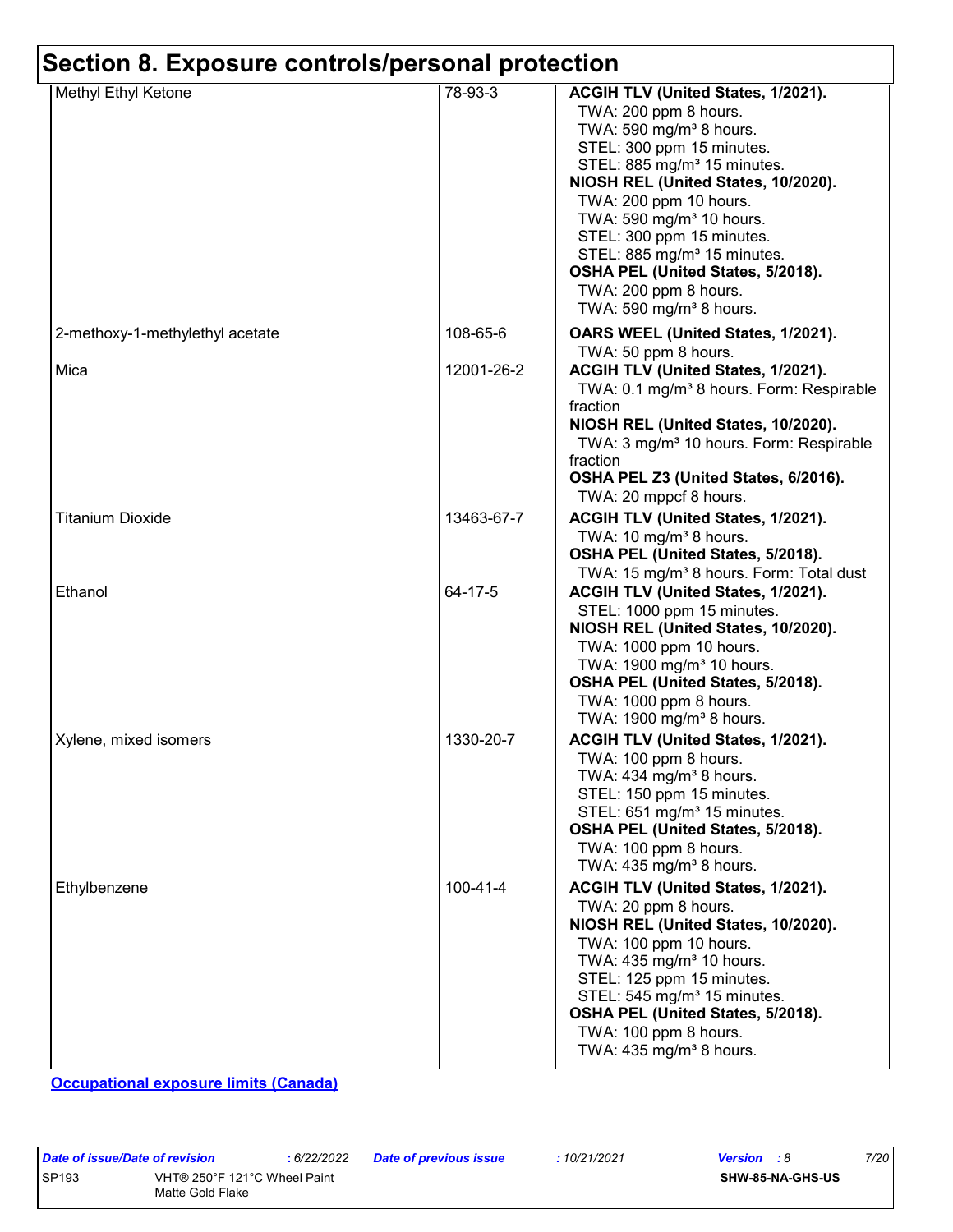# Section 8. Exposure controls/personal protection

| | | |
|---|---|---|
| Methyl Ethyl Ketone | 78-93-3 | **ACGIH TLV (United States, 1/2021).**<br>TWA: 200 ppm 8 hours.<br>TWA: 590 mg/m³ 8 hours.<br>STEL: 300 ppm 15 minutes.<br>STEL: 885 mg/m³ 15 minutes.<br>**NIOSH REL (United States, 10/2020).**<br>TWA: 200 ppm 10 hours.<br>TWA: 590 mg/m³ 10 hours.<br>STEL: 300 ppm 15 minutes.<br>STEL: 885 mg/m³ 15 minutes.<br>**OSHA PEL (United States, 5/2018).**<br>TWA: 200 ppm 8 hours.<br>TWA: 590 mg/m³ 8 hours. |
| 2-methoxy-1-methylethyl acetate | 108-65-6 | **OARS WEEL (United States, 1/2021).**<br>TWA: 50 ppm 8 hours. |
| Mica | 12001-26-2 | **ACGIH TLV (United States, 1/2021).**<br>TWA: 0.1 mg/m³ 8 hours. Form: Respirable fraction<br>**NIOSH REL (United States, 10/2020).**<br>TWA: 3 mg/m³ 10 hours. Form: Respirable fraction<br>**OSHA PEL Z3 (United States, 6/2016).**<br>TWA: 20 mppcf 8 hours. |
| Titanium Dioxide | 13463-67-7 | **ACGIH TLV (United States, 1/2021).**<br>TWA: 10 mg/m³ 8 hours.<br>**OSHA PEL (United States, 5/2018).**<br>TWA: 15 mg/m³ 8 hours. Form: Total dust |
| Ethanol | 64-17-5 | **ACGIH TLV (United States, 1/2021).**<br>STEL: 1000 ppm 15 minutes.<br>**NIOSH REL (United States, 10/2020).**<br>TWA: 1000 ppm 10 hours.<br>TWA: 1900 mg/m³ 10 hours.<br>**OSHA PEL (United States, 5/2018).**<br>TWA: 1000 ppm 8 hours.<br>TWA: 1900 mg/m³ 8 hours. |
| Xylene, mixed isomers | 1330-20-7 | **ACGIH TLV (United States, 1/2021).**<br>TWA: 100 ppm 8 hours.<br>TWA: 434 mg/m³ 8 hours.<br>STEL: 150 ppm 15 minutes.<br>STEL: 651 mg/m³ 15 minutes.<br>**OSHA PEL (United States, 5/2018).**<br>TWA: 100 ppm 8 hours.<br>TWA: 435 mg/m³ 8 hours. |
| Ethylbenzene | 100-41-4 | **ACGIH TLV (United States, 1/2021).**<br>TWA: 20 ppm 8 hours.<br>**NIOSH REL (United States, 10/2020).**<br>TWA: 100 ppm 10 hours.<br>TWA: 435 mg/m³ 10 hours.<br>STEL: 125 ppm 15 minutes.<br>STEL: 545 mg/m³ 15 minutes.<br>**OSHA PEL (United States, 5/2018).**<br>TWA: 100 ppm 8 hours.<br>TWA: 435 mg/m³ 8 hours. |

**Occupational exposure limits (Canada)**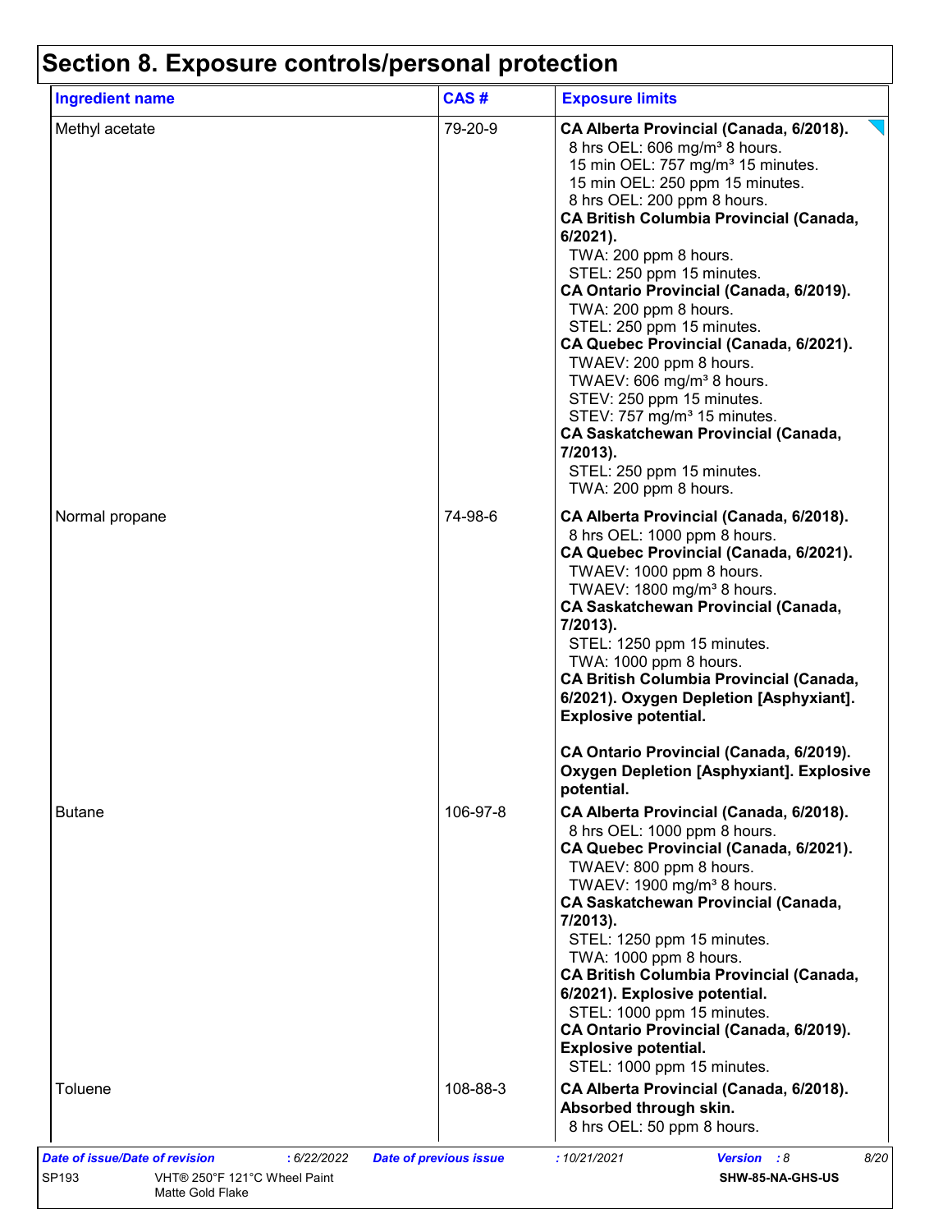# Section 8. Exposure controls/personal protection

| Ingredient name | CAS # | Exposure limits |
| --- | --- | --- |
| Methyl acetate | 79-20-9 | **CA Alberta Provincial (Canada, 6/2018).**<br>8 hrs OEL: 606 mg/m³ 8 hours.<br>15 min OEL: 757 mg/m³ 15 minutes.<br>15 min OEL: 250 ppm 15 minutes.<br>8 hrs OEL: 200 ppm 8 hours.<br>**CA British Columbia Provincial (Canada, 6/2021).**<br>TWA: 200 ppm 8 hours.<br>STEL: 250 ppm 15 minutes.<br>**CA Ontario Provincial (Canada, 6/2019).**<br>TWA: 200 ppm 8 hours.<br>STEL: 250 ppm 15 minutes.<br>**CA Quebec Provincial (Canada, 6/2021).**<br>TWAEV: 200 ppm 8 hours.<br>TWAEV: 606 mg/m³ 8 hours.<br>STEV: 250 ppm 15 minutes.<br>STEV: 757 mg/m³ 15 minutes.<br>**CA Saskatchewan Provincial (Canada, 7/2013).**<br>STEL: 250 ppm 15 minutes.<br>TWA: 200 ppm 8 hours. |
| Normal propane | 74-98-6 | **CA Alberta Provincial (Canada, 6/2018).**<br>8 hrs OEL: 1000 ppm 8 hours.<br>**CA Quebec Provincial (Canada, 6/2021).**<br>TWAEV: 1000 ppm 8 hours.<br>TWAEV: 1800 mg/m³ 8 hours.<br>**CA Saskatchewan Provincial (Canada, 7/2013).**<br>STEL: 1250 ppm 15 minutes.<br>TWA: 1000 ppm 8 hours.<br>**CA British Columbia Provincial (Canada, 6/2021). Oxygen Depletion [Asphyxiant]. Explosive potential.**<br><br>**CA Ontario Provincial (Canada, 6/2019). Oxygen Depletion [Asphyxiant]. Explosive potential.** |
| Butane | 106-97-8 | **CA Alberta Provincial (Canada, 6/2018).**<br>8 hrs OEL: 1000 ppm 8 hours.<br>**CA Quebec Provincial (Canada, 6/2021).**<br>TWAEV: 800 ppm 8 hours.<br>TWAEV: 1900 mg/m³ 8 hours.<br>**CA Saskatchewan Provincial (Canada, 7/2013).**<br>STEL: 1250 ppm 15 minutes.<br>TWA: 1000 ppm 8 hours.<br>**CA British Columbia Provincial (Canada, 6/2021). Explosive potential.**<br>STEL: 1000 ppm 15 minutes.<br>**CA Ontario Provincial (Canada, 6/2019). Explosive potential.**<br>STEL: 1000 ppm 15 minutes. |
| Toluene | 108-88-3 | **CA Alberta Provincial (Canada, 6/2018). Absorbed through skin.**<br>8 hrs OEL: 50 ppm 8 hours. |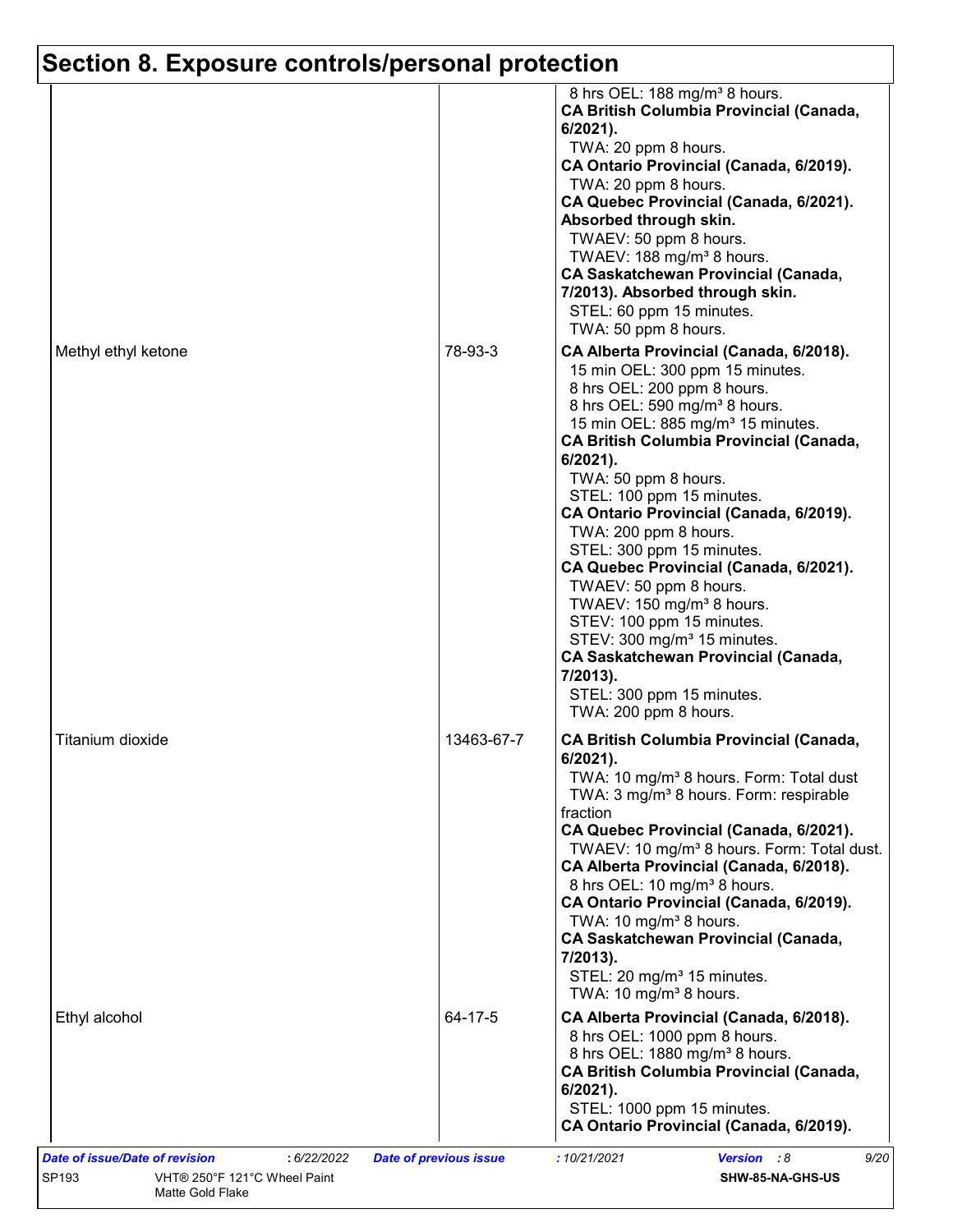# Section 8. Exposure controls/personal protection

| | | |
|---|---|---|
| | | 8 hrs OEL: 188 mg/m³ 8 hours.<br>**CA British Columbia Provincial (Canada, 6/2021).**<br>TWA: 20 ppm 8 hours.<br>**CA Ontario Provincial (Canada, 6/2019).**<br>TWA: 20 ppm 8 hours.<br>**CA Quebec Provincial (Canada, 6/2021). Absorbed through skin.**<br>TWAEV: 50 ppm 8 hours.<br>TWAEV: 188 mg/m³ 8 hours.<br>**CA Saskatchewan Provincial (Canada, 7/2013). Absorbed through skin.**<br>STEL: 60 ppm 15 minutes.<br>TWA: 50 ppm 8 hours. |
| Methyl ethyl ketone | 78-93-3 | **CA Alberta Provincial (Canada, 6/2018).**<br>15 min OEL: 300 ppm 15 minutes.<br>8 hrs OEL: 200 ppm 8 hours.<br>8 hrs OEL: 590 mg/m³ 8 hours.<br>15 min OEL: 885 mg/m³ 15 minutes.<br>**CA British Columbia Provincial (Canada, 6/2021).**<br>TWA: 50 ppm 8 hours.<br>STEL: 100 ppm 15 minutes.<br>**CA Ontario Provincial (Canada, 6/2019).**<br>TWA: 200 ppm 8 hours.<br>STEL: 300 ppm 15 minutes.<br>**CA Quebec Provincial (Canada, 6/2021).**<br>TWAEV: 50 ppm 8 hours.<br>TWAEV: 150 mg/m³ 8 hours.<br>STEV: 100 ppm 15 minutes.<br>STEV: 300 mg/m³ 15 minutes.<br>**CA Saskatchewan Provincial (Canada, 7/2013).**<br>STEL: 300 ppm 15 minutes.<br>TWA: 200 ppm 8 hours. |
| Titanium dioxide | 13463-67-7 | **CA British Columbia Provincial (Canada, 6/2021).**<br>TWA: 10 mg/m³ 8 hours. Form: Total dust<br>TWA: 3 mg/m³ 8 hours. Form: respirable fraction<br>**CA Quebec Provincial (Canada, 6/2021).**<br>TWAEV: 10 mg/m³ 8 hours. Form: Total dust.<br>**CA Alberta Provincial (Canada, 6/2018).**<br>8 hrs OEL: 10 mg/m³ 8 hours.<br>**CA Ontario Provincial (Canada, 6/2019).**<br>TWA: 10 mg/m³ 8 hours.<br>**CA Saskatchewan Provincial (Canada, 7/2013).**<br>STEL: 20 mg/m³ 15 minutes.<br>TWA: 10 mg/m³ 8 hours. |
| Ethyl alcohol | 64-17-5 | **CA Alberta Provincial (Canada, 6/2018).**<br>8 hrs OEL: 1000 ppm 8 hours.<br>8 hrs OEL: 1880 mg/m³ 8 hours.<br>**CA British Columbia Provincial (Canada, 6/2021).**<br>STEL: 1000 ppm 15 minutes.<br>**CA Ontario Provincial (Canada, 6/2019).** |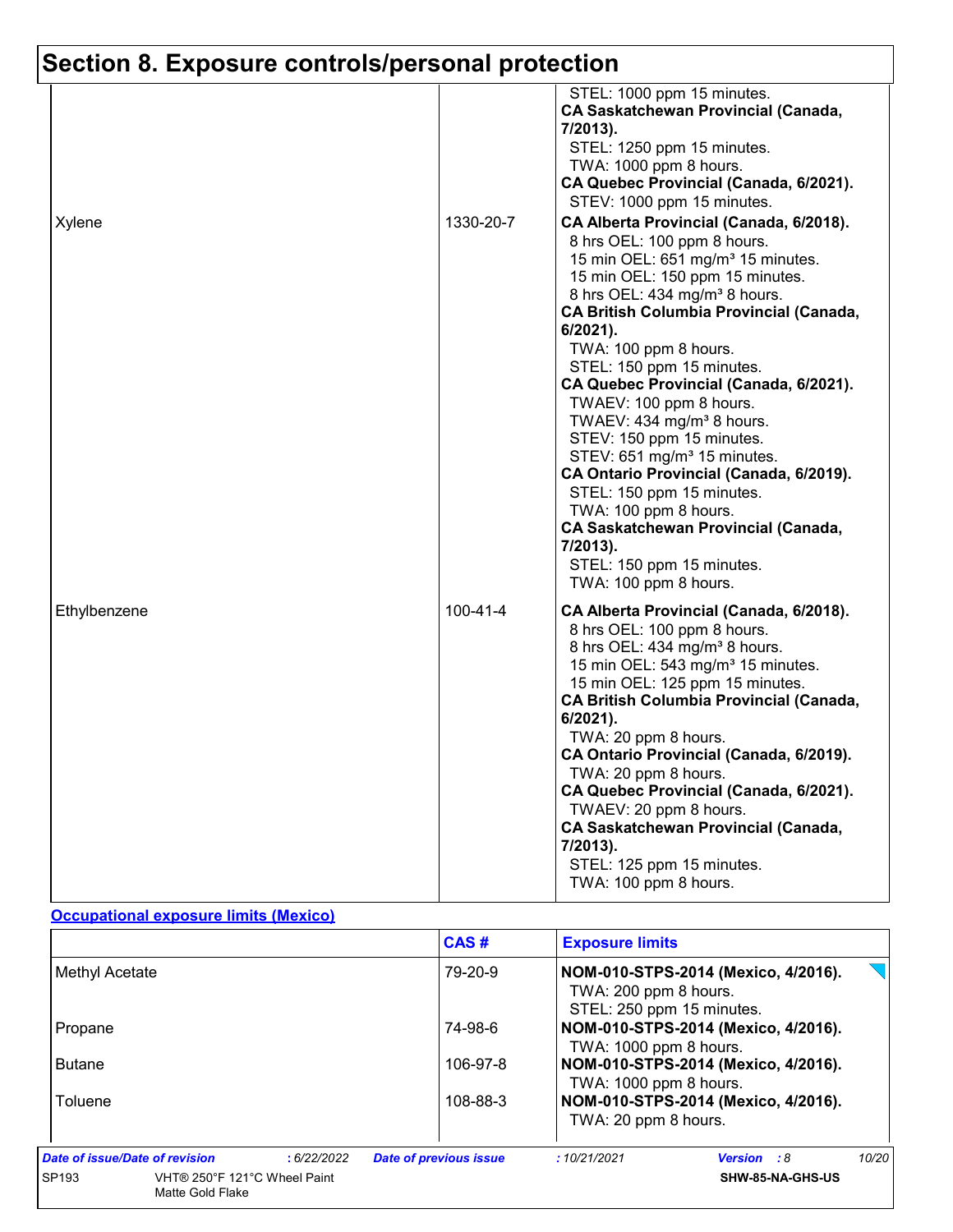## Section 8. Exposure controls/personal protection

| | | |
|---|---|---|
| | | STEL: 1000 ppm 15 minutes.<br>**CA Saskatchewan Provincial (Canada, 7/2013).**<br>STEL: 1250 ppm 15 minutes.<br>TWA: 1000 ppm 8 hours.<br>**CA Quebec Provincial (Canada, 6/2021).**<br>STEV: 1000 ppm 15 minutes. |
| Xylene | 1330-20-7 | **CA Alberta Provincial (Canada, 6/2018).**<br>8 hrs OEL: 100 ppm 8 hours.<br>15 min OEL: 651 mg/m³ 15 minutes.<br>15 min OEL: 150 ppm 15 minutes.<br>8 hrs OEL: 434 mg/m³ 8 hours.<br>**CA British Columbia Provincial (Canada, 6/2021).**<br>TWA: 100 ppm 8 hours.<br>STEL: 150 ppm 15 minutes.<br>**CA Quebec Provincial (Canada, 6/2021).**<br>TWAEV: 100 ppm 8 hours.<br>TWAEV: 434 mg/m³ 8 hours.<br>STEV: 150 ppm 15 minutes.<br>STEV: 651 mg/m³ 15 minutes.<br>**CA Ontario Provincial (Canada, 6/2019).**<br>STEL: 150 ppm 15 minutes.<br>TWA: 100 ppm 8 hours.<br>**CA Saskatchewan Provincial (Canada, 7/2013).**<br>STEL: 150 ppm 15 minutes.<br>TWA: 100 ppm 8 hours. |
| Ethylbenzene | 100-41-4 | **CA Alberta Provincial (Canada, 6/2018).**<br>8 hrs OEL: 100 ppm 8 hours.<br>8 hrs OEL: 434 mg/m³ 8 hours.<br>15 min OEL: 543 mg/m³ 15 minutes.<br>15 min OEL: 125 ppm 15 minutes.<br>**CA British Columbia Provincial (Canada, 6/2021).**<br>TWA: 20 ppm 8 hours.<br>**CA Ontario Provincial (Canada, 6/2019).**<br>TWA: 20 ppm 8 hours.<br>**CA Quebec Provincial (Canada, 6/2021).**<br>TWAEV: 20 ppm 8 hours.<br>**CA Saskatchewan Provincial (Canada, 7/2013).**<br>STEL: 125 ppm 15 minutes.<br>TWA: 100 ppm 8 hours. |

**Occupational exposure limits (Mexico)**

| | CAS # | Exposure limits |
|---|---|---|
| Methyl Acetate | 79-20-9 | **NOM-010-STPS-2014 (Mexico, 4/2016).**<br>TWA: 200 ppm 8 hours.<br>STEL: 250 ppm 15 minutes. |
| Propane | 74-98-6 | **NOM-010-STPS-2014 (Mexico, 4/2016).**<br>TWA: 1000 ppm 8 hours. |
| Butane | 106-97-8 | **NOM-010-STPS-2014 (Mexico, 4/2016).**<br>TWA: 1000 ppm 8 hours. |
| Toluene | 108-88-3 | **NOM-010-STPS-2014 (Mexico, 4/2016).**<br>TWA: 20 ppm 8 hours. |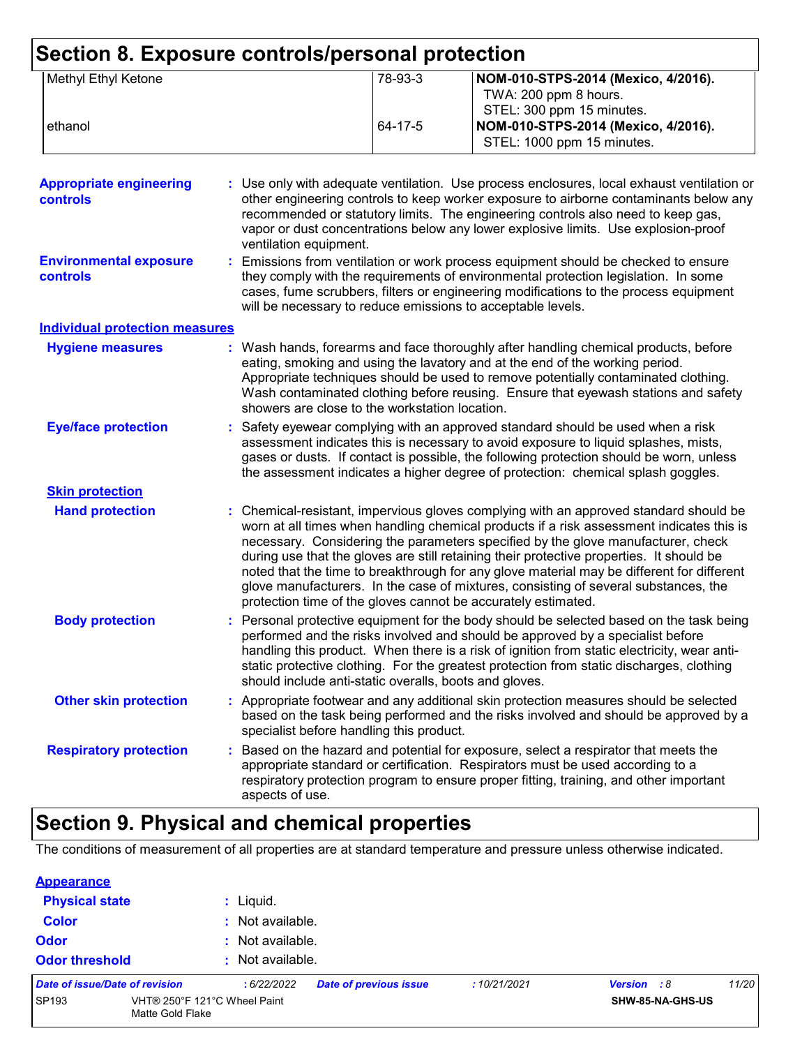# Section 8. Exposure controls/personal protection

| | | |
|---|---|---|
| Methyl Ethyl Ketone | 78-93-3 | **NOM-010-STPS-2014 (Mexico, 4/2016).**<br>TWA: 200 ppm 8 hours.<br>STEL: 300 ppm 15 minutes. |
| ethanol | 64-17-5 | **NOM-010-STPS-2014 (Mexico, 4/2016).**<br>STEL: 1000 ppm 15 minutes. |

**Appropriate engineering controls** : Use only with adequate ventilation. Use process enclosures, local exhaust ventilation or other engineering controls to keep worker exposure to airborne contaminants below any recommended or statutory limits. The engineering controls also need to keep gas, vapor or dust concentrations below any lower explosive limits. Use explosion-proof ventilation equipment.

**Environmental exposure controls** : Emissions from ventilation or work process equipment should be checked to ensure they comply with the requirements of environmental protection legislation. In some cases, fume scrubbers, filters or engineering modifications to the process equipment will be necessary to reduce emissions to acceptable levels.

**Individual protection measures**

**Hygiene measures** : Wash hands, forearms and face thoroughly after handling chemical products, before eating, smoking and using the lavatory and at the end of the working period. Appropriate techniques should be used to remove potentially contaminated clothing. Wash contaminated clothing before reusing. Ensure that eyewash stations and safety showers are close to the workstation location.

**Eye/face protection** : Safety eyewear complying with an approved standard should be used when a risk assessment indicates this is necessary to avoid exposure to liquid splashes, mists, gases or dusts. If contact is possible, the following protection should be worn, unless the assessment indicates a higher degree of protection: chemical splash goggles.

**Skin protection**

**Hand protection** : Chemical-resistant, impervious gloves complying with an approved standard should be worn at all times when handling chemical products if a risk assessment indicates this is necessary. Considering the parameters specified by the glove manufacturer, check during use that the gloves are still retaining their protective properties. It should be noted that the time to breakthrough for any glove material may be different for different glove manufacturers. In the case of mixtures, consisting of several substances, the protection time of the gloves cannot be accurately estimated.

**Body protection** : Personal protective equipment for the body should be selected based on the task being performed and the risks involved and should be approved by a specialist before handling this product. When there is a risk of ignition from static electricity, wear anti-static protective clothing. For the greatest protection from static discharges, clothing should include anti-static overalls, boots and gloves.

**Other skin protection** : Appropriate footwear and any additional skin protection measures should be selected based on the task being performed and the risks involved and should be approved by a specialist before handling this product.

**Respiratory protection** : Based on the hazard and potential for exposure, select a respirator that meets the appropriate standard or certification. Respirators must be used according to a respiratory protection program to ensure proper fitting, training, and other important aspects of use.

# Section 9. Physical and chemical properties

The conditions of measurement of all properties are at standard temperature and pressure unless otherwise indicated.

**Appearance**

**Physical state** : Liquid.

**Color** : Not available.

**Odor** : Not available.

**Odor threshold** : Not available.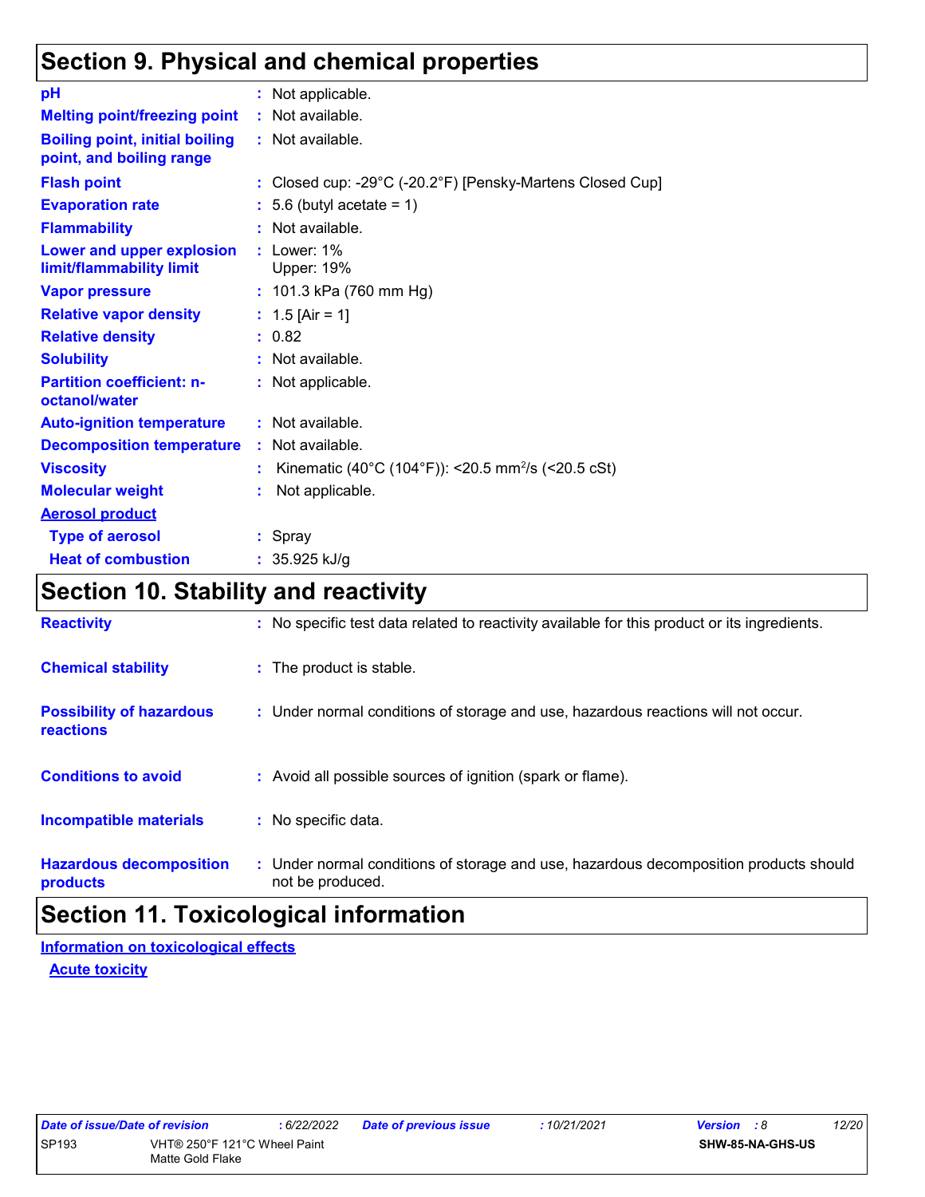## Section 9. Physical and chemical properties

| | |
|---|---|
| **pH** | : Not applicable. |
| **Melting point/freezing point** | : Not available. |
| **Boiling point, initial boiling point, and boiling range** | : Not available. |
| **Flash point** | : Closed cup: -29°C (-20.2°F) [Pensky-Martens Closed Cup] |
| **Evaporation rate** | : 5.6 (butyl acetate = 1) |
| **Flammability** | : Not available. |
| **Lower and upper explosion limit/flammability limit** | : Lower: 1%<br>Upper: 19% |
| **Vapor pressure** | : 101.3 kPa (760 mm Hg) |
| **Relative vapor density** | : 1.5 [Air = 1] |
| **Relative density** | : 0.82 |
| **Solubility** | : Not available. |
| **Partition coefficient: n-octanol/water** | : Not applicable. |
| **Auto-ignition temperature** | : Not available. |
| **Decomposition temperature** | : Not available. |
| **Viscosity** | : Kinematic (40°C (104°F)): <20.5 $mm^2/s$ (<20.5 cSt) |
| **Molecular weight** | : Not applicable. |

**Aerosol product**

| | |
|---|---|
| **Type of aerosol** | : Spray |
| **Heat of combustion** | : 35.925 kJ/g |

## Section 10. Stability and reactivity

| | |
|---|---|
| **Reactivity** | : No specific test data related to reactivity available for this product or its ingredients. |
| **Chemical stability** | : The product is stable. |
| **Possibility of hazardous reactions** | : Under normal conditions of storage and use, hazardous reactions will not occur. |
| **Conditions to avoid** | : Avoid all possible sources of ignition (spark or flame). |
| **Incompatible materials** | : No specific data. |
| **Hazardous decomposition products** | : Under normal conditions of storage and use, hazardous decomposition products should not be produced. |

## Section 11. Toxicological information

**Information on toxicological effects**

**Acute toxicity**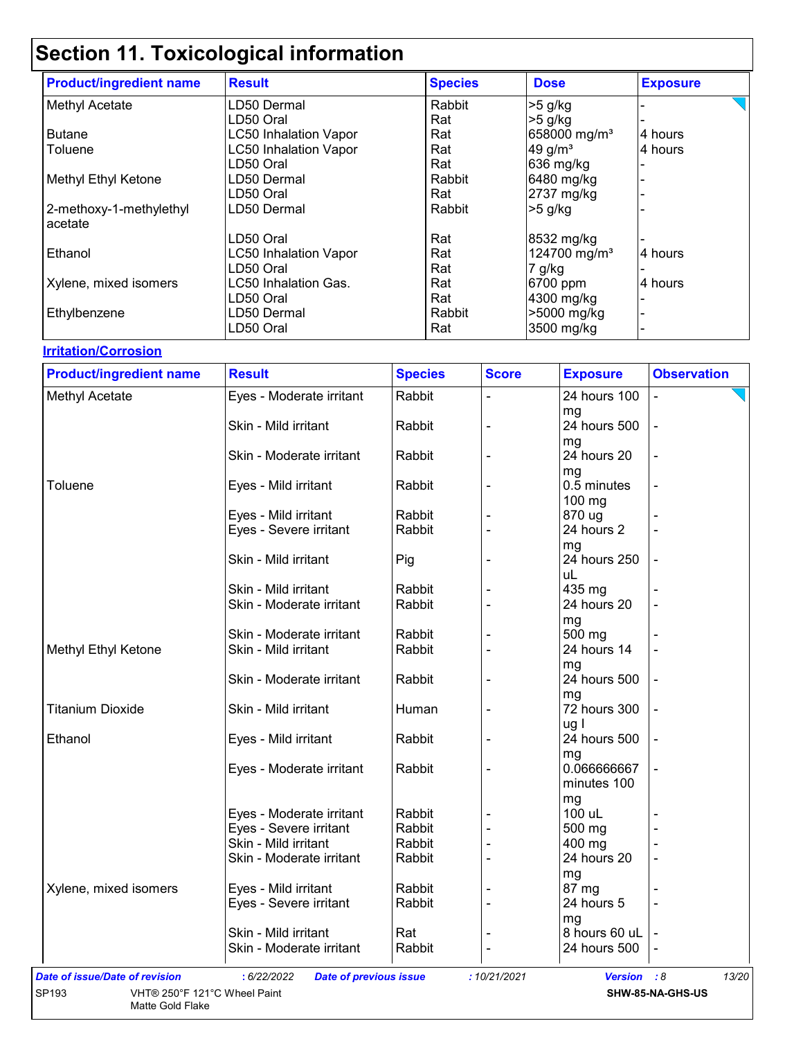# Section 11. Toxicological information

| Product/ingredient name | Result | Species | Dose | Exposure |
|---|---|---|---|---|
| Methyl Acetate | LD50 Dermal | Rabbit | >5 g/kg | - |
| | LD50 Oral | Rat | >5 g/kg | - |
| Butane | LC50 Inhalation Vapor | Rat | 658000 mg/m³ | 4 hours |
| Toluene | LC50 Inhalation Vapor | Rat | 49 g/m³ | 4 hours |
| | LD50 Oral | Rat | 636 mg/kg | - |
| Methyl Ethyl Ketone | LD50 Dermal | Rabbit | 6480 mg/kg | - |
| | LD50 Oral | Rat | 2737 mg/kg | - |
| 2-methoxy-1-methylethyl acetate | LD50 Dermal | Rabbit | >5 g/kg | - |
| | LD50 Oral | Rat | 8532 mg/kg | - |
| Ethanol | LC50 Inhalation Vapor | Rat | 124700 mg/m³ | 4 hours |
| | LD50 Oral | Rat | 7 g/kg | - |
| Xylene, mixed isomers | LC50 Inhalation Gas. | Rat | 6700 ppm | 4 hours |
| | LD50 Oral | Rat | 4300 mg/kg | - |
| Ethylbenzene | LD50 Dermal | Rabbit | >5000 mg/kg | - |
| | LD50 Oral | Rat | 3500 mg/kg | - |

**Irritation/Corrosion**

| Product/ingredient name | Result | Species | Score | Exposure | Observation |
|---|---|---|---|---|---|
| Methyl Acetate | Eyes - Moderate irritant | Rabbit | - | 24 hours 100 mg | - |
| | Skin - Mild irritant | Rabbit | - | 24 hours 500 mg | - |
| | Skin - Moderate irritant | Rabbit | - | 24 hours 20 mg | - |
| Toluene | Eyes - Mild irritant | Rabbit | - | 0.5 minutes 100 mg | - |
| | Eyes - Mild irritant | Rabbit | - | 870 ug | - |
| | Eyes - Severe irritant | Rabbit | - | 24 hours 2 mg | - |
| | Skin - Mild irritant | Pig | - | 24 hours 250 uL | - |
| | Skin - Mild irritant | Rabbit | - | 435 mg | - |
| | Skin - Moderate irritant | Rabbit | - | 24 hours 20 mg | - |
| | Skin - Moderate irritant | Rabbit | - | 500 mg | - |
| Methyl Ethyl Ketone | Skin - Mild irritant | Rabbit | - | 24 hours 14 mg | - |
| | Skin - Moderate irritant | Rabbit | - | 24 hours 500 mg | - |
| Titanium Dioxide | Skin - Mild irritant | Human | - | 72 hours 300 ug I | - |
| Ethanol | Eyes - Mild irritant | Rabbit | - | 24 hours 500 mg | - |
| | Eyes - Moderate irritant | Rabbit | - | 0.066666667 minutes 100 mg | - |
| | Eyes - Moderate irritant | Rabbit | - | 100 uL | - |
| | Eyes - Severe irritant | Rabbit | - | 500 mg | - |
| | Skin - Mild irritant | Rabbit | - | 400 mg | - |
| | Skin - Moderate irritant | Rabbit | - | 24 hours 20 mg | - |
| Xylene, mixed isomers | Eyes - Mild irritant | Rabbit | - | 87 mg | - |
| | Eyes - Severe irritant | Rabbit | - | 24 hours 5 mg | - |
| | Skin - Mild irritant | Rat | - | 8 hours 60 uL | - |
| | Skin - Moderate irritant | Rabbit | - | 24 hours 500 | - |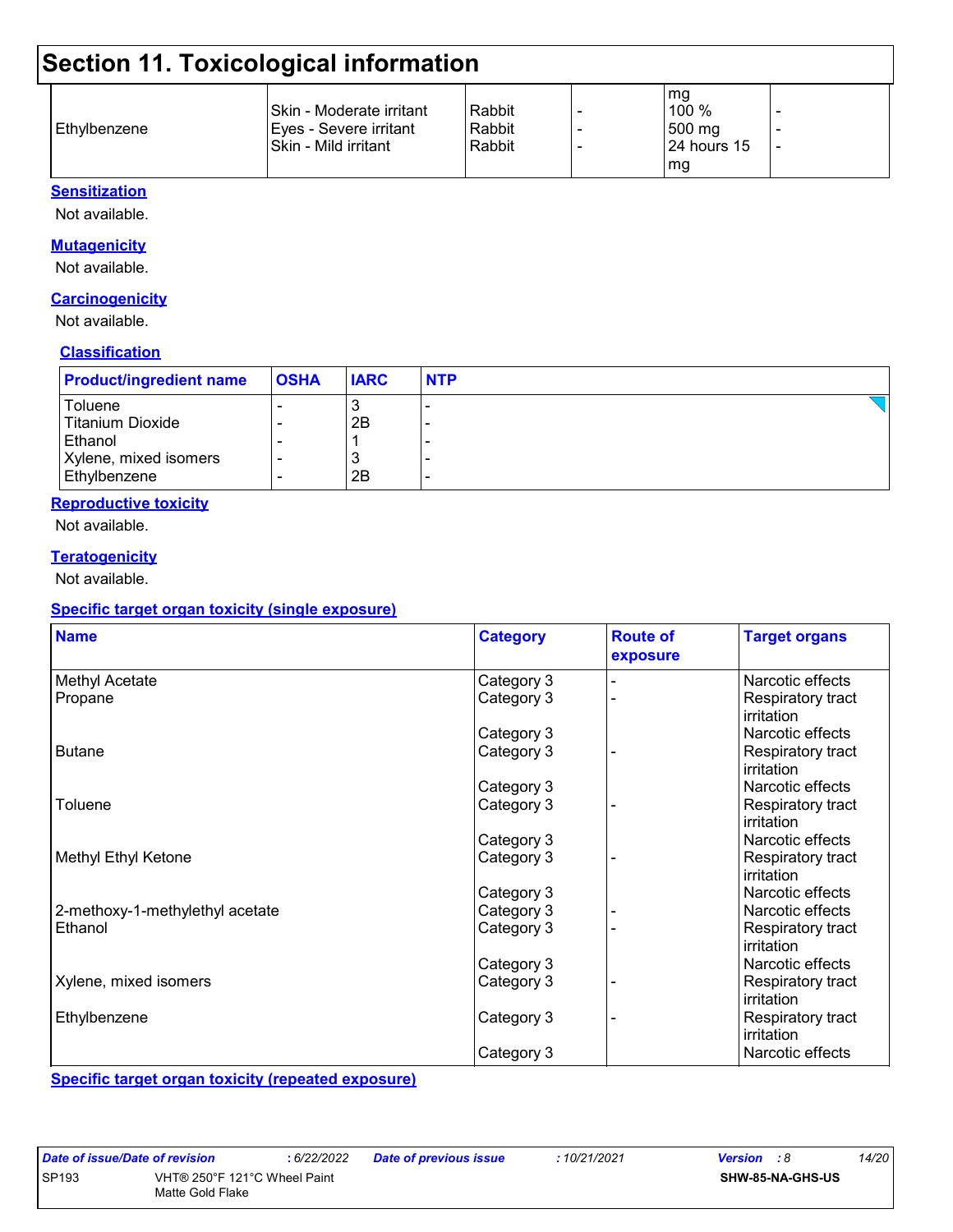## Section 11. Toxicological information

| | | | | | |
|---|---|---|---|---|---|
| Ethylbenzene | Skin - Moderate irritant<br>Eyes - Severe irritant<br>Skin - Mild irritant | Rabbit<br>Rabbit<br>Rabbit | -<br>-<br>- | mg<br>100 %<br>500 mg<br>24 hours 15 mg | -<br>-<br>- |

### Sensitization

Not available.

### Mutagenicity

Not available.

### Carcinogenicity

Not available.

### Classification

| Product/ingredient name | OSHA | IARC | NTP |
|---|---|---|---|
| Toluene | - | 3 | - |
| Titanium Dioxide | - | 2B | - |
| Ethanol | - | 1 | - |
| Xylene, mixed isomers | - | 3 | - |
| Ethylbenzene | - | 2B | - |

### Reproductive toxicity

Not available.

### Teratogenicity

Not available.

### Specific target organ toxicity (single exposure)

| Name | Category | Route of exposure | Target organs |
|---|---|---|---|
| Methyl Acetate | Category 3 | - | Narcotic effects |
| Propane | Category 3<br>Category 3 | - | Respiratory tract irritation<br>Narcotic effects |
| Butane | Category 3<br>Category 3 | - | Respiratory tract irritation<br>Narcotic effects |
| Toluene | Category 3<br>Category 3 | - | Respiratory tract irritation<br>Narcotic effects |
| Methyl Ethyl Ketone | Category 3<br>Category 3 | - | Respiratory tract irritation<br>Narcotic effects |
| 2-methoxy-1-methylethyl acetate | Category 3 | - | Narcotic effects |
| Ethanol | Category 3<br>Category 3 | - | Respiratory tract irritation<br>Narcotic effects |
| Xylene, mixed isomers | Category 3 | - | Respiratory tract irritation |
| Ethylbenzene | Category 3<br>Category 3 | - | Respiratory tract irritation<br>Narcotic effects |

### Specific target organ toxicity (repeated exposure)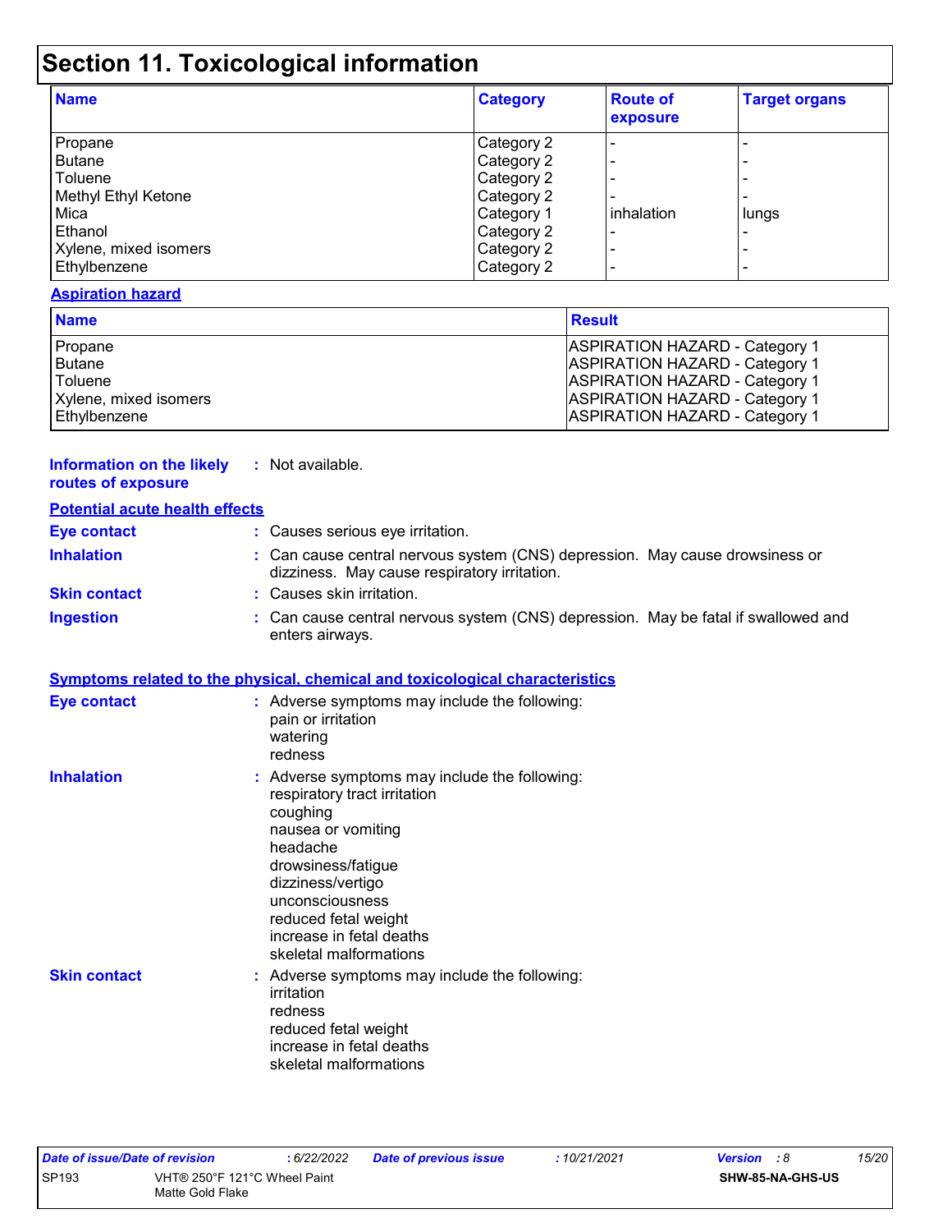# Section 11. Toxicological information

| Name | Category | Route of exposure | Target organs |
|---|---|---|---|
| Propane | Category 2 | - | - |
| Butane | Category 2 | - | - |
| Toluene | Category 2 | - | - |
| Methyl Ethyl Ketone | Category 2 | - | - |
| Mica | Category 1 | inhalation | lungs |
| Ethanol | Category 2 | - | - |
| Xylene, mixed isomers | Category 2 | - | - |
| Ethylbenzene | Category 2 | - | - |

**Aspiration hazard**

| Name | Result |
|---|---|
| Propane | ASPIRATION HAZARD - Category 1 |
| Butane | ASPIRATION HAZARD - Category 1 |
| Toluene | ASPIRATION HAZARD - Category 1 |
| Xylene, mixed isomers | ASPIRATION HAZARD - Category 1 |
| Ethylbenzene | ASPIRATION HAZARD - Category 1 |

**Information on the likely routes of exposure** : Not available.

**Potential acute health effects**

**Eye contact** : Causes serious eye irritation.

**Inhalation** : Can cause central nervous system (CNS) depression. May cause drowsiness or dizziness. May cause respiratory irritation.

**Skin contact** : Causes skin irritation.

**Ingestion** : Can cause central nervous system (CNS) depression. May be fatal if swallowed and enters airways.

**Symptoms related to the physical, chemical and toxicological characteristics**

**Eye contact** : Adverse symptoms may include the following:
pain or irritation
watering
redness

**Inhalation** : Adverse symptoms may include the following:
respiratory tract irritation
coughing
nausea or vomiting
headache
drowsiness/fatigue
dizziness/vertigo
unconsciousness
reduced fetal weight
increase in fetal deaths
skeletal malformations

**Skin contact** : Adverse symptoms may include the following:
irritation
redness
reduced fetal weight
increase in fetal deaths
skeletal malformations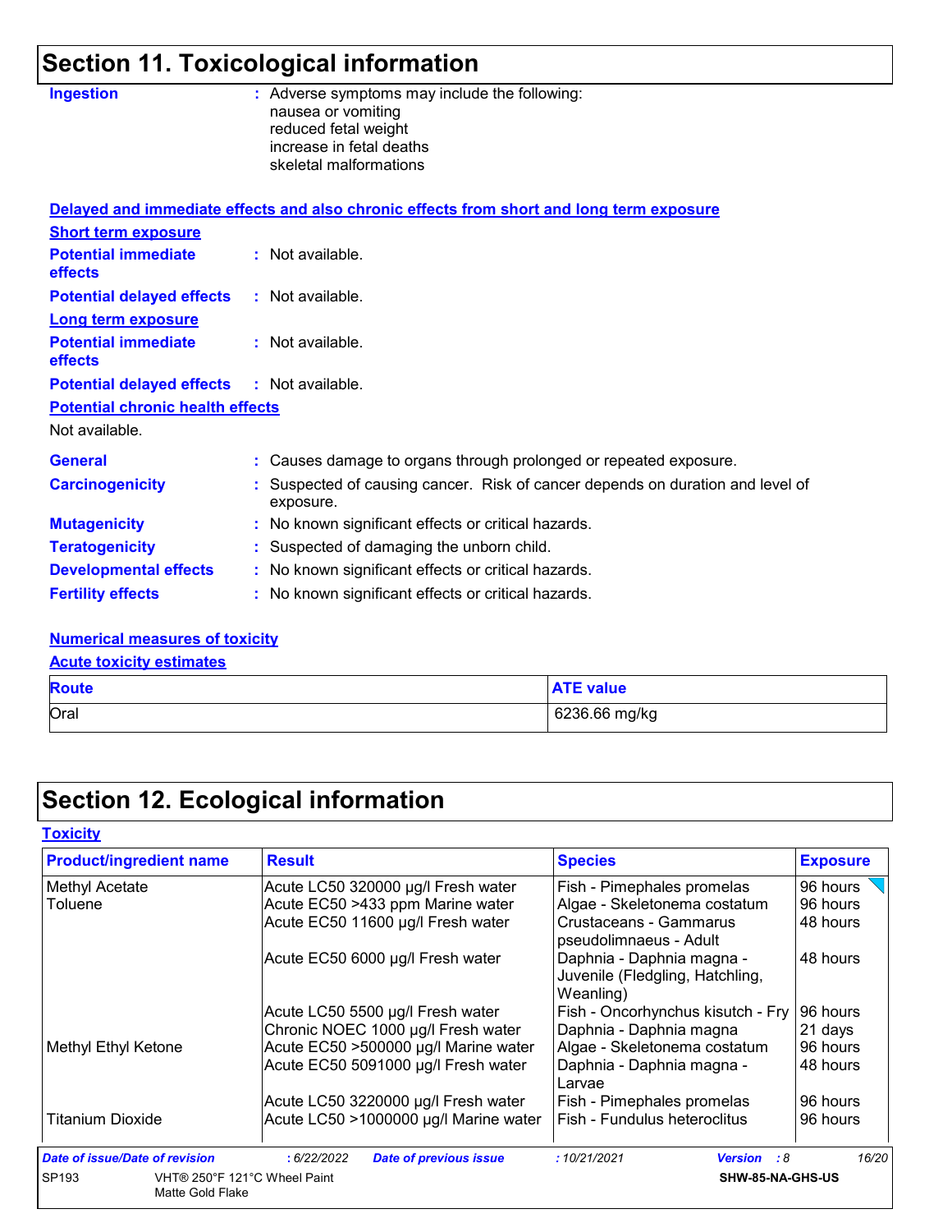# Section 11. Toxicological information

**Ingestion** : Adverse symptoms may include the following:
nausea or vomiting
reduced fetal weight
increase in fetal deaths
skeletal malformations

**Delayed and immediate effects and also chronic effects from short and long term exposure**

**Short term exposure**

**Potential immediate effects** : Not available.

**Potential delayed effects** : Not available.

**Long term exposure**

**Potential immediate effects** : Not available.

**Potential delayed effects** : Not available.

**Potential chronic health effects**

Not available.

**General** : Causes damage to organs through prolonged or repeated exposure.

**Carcinogenicity** : Suspected of causing cancer. Risk of cancer depends on duration and level of exposure.

**Mutagenicity** : No known significant effects or critical hazards.

**Teratogenicity** : Suspected of damaging the unborn child.

**Developmental effects** : No known significant effects or critical hazards.

**Fertility effects** : No known significant effects or critical hazards.

**Numerical measures of toxicity**

**Acute toxicity estimates**

| Route | ATE value |
|---|---|
| Oral | 6236.66 mg/kg |

# Section 12. Ecological information

**Toxicity**

| Product/ingredient name | Result | Species | Exposure |
|---|---|---|---|
| Methyl Acetate | Acute LC50 320000 µg/l Fresh water | Fish - Pimephales promelas | 96 hours |
| Toluene | Acute EC50 >433 ppm Marine water | Algae - Skeletonema costatum | 96 hours |
| | Acute EC50 11600 µg/l Fresh water | Crustaceans - Gammarus pseudolimnaeus - Adult | 48 hours |
| | Acute EC50 6000 µg/l Fresh water | Daphnia - Daphnia magna - Juvenile (Fledgling, Hatchling, Weanling) | 48 hours |
| | Acute LC50 5500 µg/l Fresh water | Fish - Oncorhynchus kisutch - Fry | 96 hours |
| | Chronic NOEC 1000 µg/l Fresh water | Daphnia - Daphnia magna | 21 days |
| Methyl Ethyl Ketone | Acute EC50 >500000 µg/l Marine water | Algae - Skeletonema costatum | 96 hours |
| | Acute EC50 5091000 µg/l Fresh water | Daphnia - Daphnia magna - Larvae | 48 hours |
| | Acute LC50 3220000 µg/l Fresh water | Fish - Pimephales promelas | 96 hours |
| Titanium Dioxide | Acute LC50 >1000000 µg/l Marine water | Fish - Fundulus heteroclitus | 96 hours |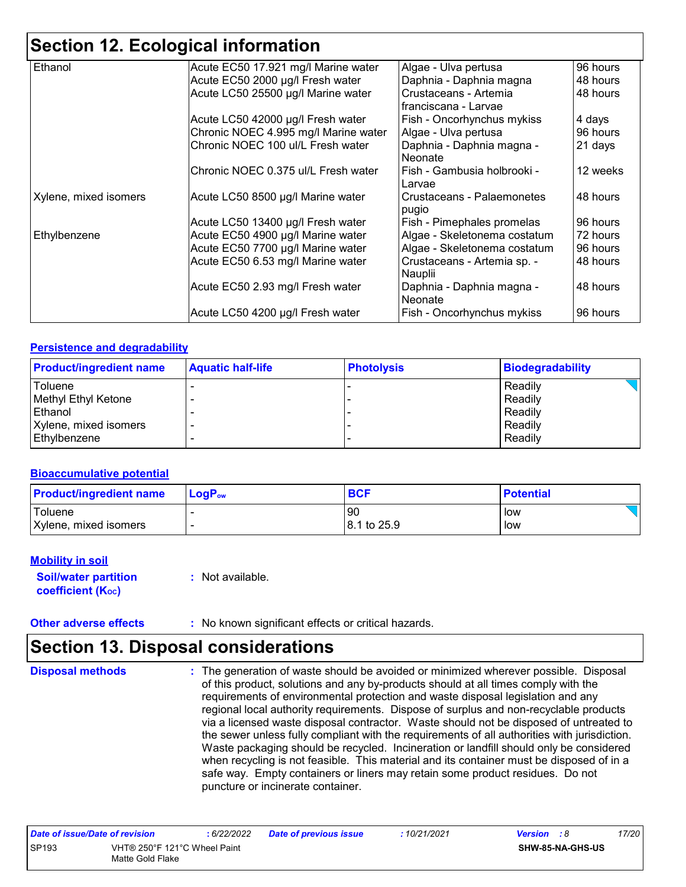## Section 12. Ecological information

| | | | |
|---|---|---|---|
| Ethanol | Acute EC50 17.921 mg/l Marine water | Algae - Ulva pertusa | 96 hours |
| | Acute EC50 2000 µg/l Fresh water | Daphnia - Daphnia magna | 48 hours |
| | Acute LC50 25500 µg/l Marine water | Crustaceans - Artemia franciscana - Larvae | 48 hours |
| | Acute LC50 42000 µg/l Fresh water | Fish - Oncorhynchus mykiss | 4 days |
| | Chronic NOEC 4.995 mg/l Marine water | Algae - Ulva pertusa | 96 hours |
| | Chronic NOEC 100 ul/L Fresh water | Daphnia - Daphnia magna - Neonate | 21 days |
| | Chronic NOEC 0.375 ul/L Fresh water | Fish - Gambusia holbrooki - Larvae | 12 weeks |
| Xylene, mixed isomers | Acute LC50 8500 µg/l Marine water | Crustaceans - Palaemonetes pugio | 48 hours |
| | Acute LC50 13400 µg/l Fresh water | Fish - Pimephales promelas | 96 hours |
| Ethylbenzene | Acute EC50 4900 µg/l Marine water | Algae - Skeletonema costatum | 72 hours |
| | Acute EC50 7700 µg/l Marine water | Algae - Skeletonema costatum | 96 hours |
| | Acute EC50 6.53 mg/l Marine water | Crustaceans - Artemia sp. - Nauplii | 48 hours |
| | Acute EC50 2.93 mg/l Fresh water | Daphnia - Daphnia magna - Neonate | 48 hours |
| | Acute LC50 4200 µg/l Fresh water | Fish - Oncorhynchus mykiss | 96 hours |

### Persistence and degradability

| Product/ingredient name | Aquatic half-life | Photolysis | Biodegradability |
|---|---|---|---|
| Toluene | - | - | Readily |
| Methyl Ethyl Ketone | - | - | Readily |
| Ethanol | - | - | Readily |
| Xylene, mixed isomers | - | - | Readily |
| Ethylbenzene | - | - | Readily |

### Bioaccumulative potential

| Product/ingredient name | $LogP_{ow}$ | BCF | Potential |
|---|---|---|---|
| Toluene | - | 90 | low |
| Xylene, mixed isomers | - | 8.1 to 25.9 | low |

### Mobility in soil

**Soil/water partition coefficient ($K_{OC}$)** : Not available.

**Other adverse effects** : No known significant effects or critical hazards.

## Section 13. Disposal considerations

**Disposal methods** : The generation of waste should be avoided or minimized wherever possible. Disposal of this product, solutions and any by-products should at all times comply with the requirements of environmental protection and waste disposal legislation and any regional local authority requirements. Dispose of surplus and non-recyclable products via a licensed waste disposal contractor. Waste should not be disposed of untreated to the sewer unless fully compliant with the requirements of all authorities with jurisdiction. Waste packaging should be recycled. Incineration or landfill should only be considered when recycling is not feasible. This material and its container must be disposed of in a safe way. Empty containers or liners may retain some product residues. Do not puncture or incinerate container.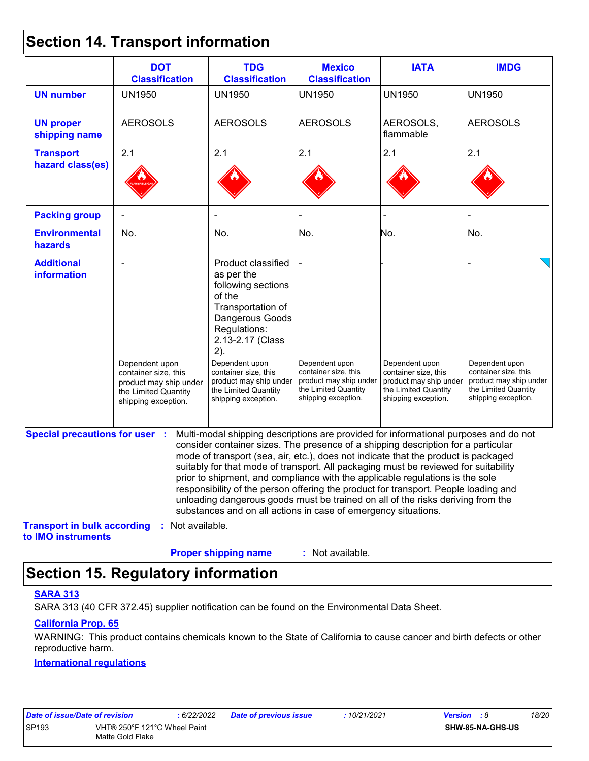## Section 14. Transport information

| | DOT Classification | TDG Classification | Mexico Classification | IATA | IMDG |
|---|---|---|---|---|---|
| **UN number** | UN1950 | UN1950 | UN1950 | UN1950 | UN1950 |
| **UN proper shipping name** | AEROSOLS | AEROSOLS | AEROSOLS | AEROSOLS, flammable | AEROSOLS |
| **Transport hazard class(es)** | 2.1 | 2.1 | 2.1 | 2.1 | 2.1 |
| **Packing group** | - | - | - | - | - |
| **Environmental hazards** | No. | No. | No. | No. | No. |
| **Additional information** | - Dependent upon container size, this product may ship under the Limited Quantity shipping exception. | Product classified as per the following sections of the Transportation of Dangerous Goods Regulations: 2.13-2.17 (Class 2). Dependent upon container size, this product may ship under the Limited Quantity shipping exception. | - Dependent upon container size, this product may ship under the Limited Quantity shipping exception. | - Dependent upon container size, this product may ship under the Limited Quantity shipping exception. | - Dependent upon container size, this product may ship under the Limited Quantity shipping exception. |

**Special precautions for user** : Multi-modal shipping descriptions are provided for informational purposes and do not consider container sizes. The presence of a shipping description for a particular mode of transport (sea, air, etc.), does not indicate that the product is packaged suitably for that mode of transport. All packaging must be reviewed for suitability prior to shipment, and compliance with the applicable regulations is the sole responsibility of the person offering the product for transport. People loading and unloading dangerous goods must be trained on all of the risks deriving from the substances and on all actions in case of emergency situations.

**Transport in bulk according to IMO instruments** : Not available.

**Proper shipping name** : Not available.

## Section 15. Regulatory information

**SARA 313**

SARA 313 (40 CFR 372.45) supplier notification can be found on the Environmental Data Sheet.

**California Prop. 65**

WARNING: This product contains chemicals known to the State of California to cause cancer and birth defects or other reproductive harm.

**International regulations**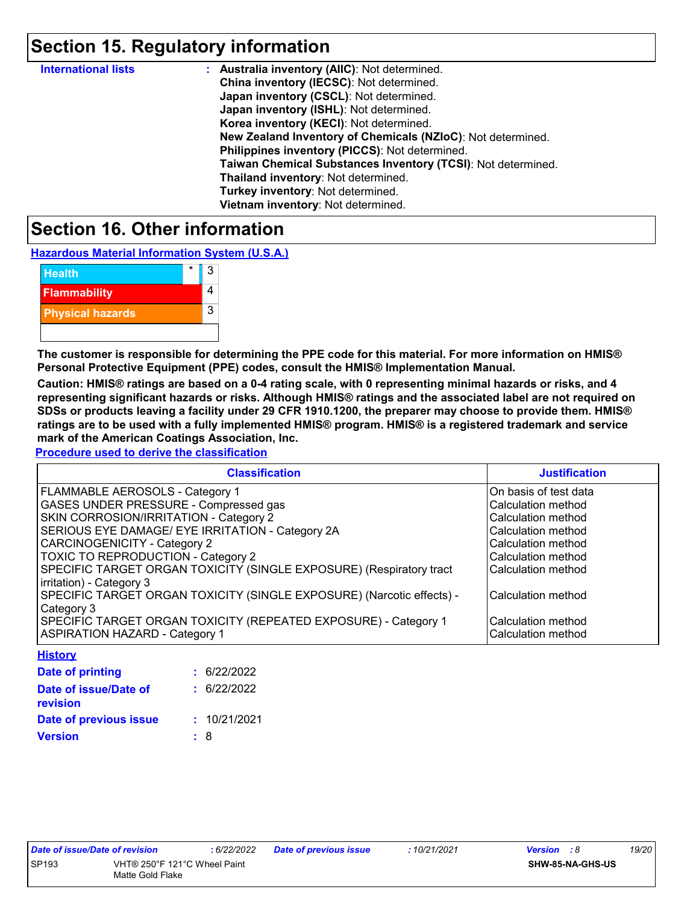## Section 15. Regulatory information

**International lists** : **Australia inventory (AIIC)**: Not determined.
**China inventory (IECSC)**: Not determined.
**Japan inventory (CSCL)**: Not determined.
**Japan inventory (ISHL)**: Not determined.
**Korea inventory (KECI)**: Not determined.
**New Zealand Inventory of Chemicals (NZIoC)**: Not determined.
**Philippines inventory (PICCS)**: Not determined.
**Taiwan Chemical Substances Inventory (TCSI)**: Not determined.
**Thailand inventory**: Not determined.
**Turkey inventory**: Not determined.
**Vietnam inventory**: Not determined.

## Section 16. Other information

**Hazardous Material Information System (U.S.A.)**

| | | |
|---|---|---|
| Health | * | 3 |
| Flammability | | 4 |
| Physical hazards | | 3 |
| | | |

**The customer is responsible for determining the PPE code for this material. For more information on HMIS® Personal Protective Equipment (PPE) codes, consult the HMIS® Implementation Manual.**

**Caution: HMIS® ratings are based on a 0-4 rating scale, with 0 representing minimal hazards or risks, and 4 representing significant hazards or risks. Although HMIS® ratings and the associated label are not required on SDSs or products leaving a facility under 29 CFR 1910.1200, the preparer may choose to provide them. HMIS® ratings are to be used with a fully implemented HMIS® program. HMIS® is a registered trademark and service mark of the American Coatings Association, Inc.**

**Procedure used to derive the classification**

| Classification | Justification |
|---|---|
| FLAMMABLE AEROSOLS - Category 1 | On basis of test data |
| GASES UNDER PRESSURE - Compressed gas | Calculation method |
| SKIN CORROSION/IRRITATION - Category 2 | Calculation method |
| SERIOUS EYE DAMAGE/ EYE IRRITATION - Category 2A | Calculation method |
| CARCINOGENICITY - Category 2 | Calculation method |
| TOXIC TO REPRODUCTION - Category 2 | Calculation method |
| SPECIFIC TARGET ORGAN TOXICITY (SINGLE EXPOSURE) (Respiratory tract irritation) - Category 3 | Calculation method |
| SPECIFIC TARGET ORGAN TOXICITY (SINGLE EXPOSURE) (Narcotic effects) - Category 3 | Calculation method |
| SPECIFIC TARGET ORGAN TOXICITY (REPEATED EXPOSURE) - Category 1 | Calculation method |
| ASPIRATION HAZARD - Category 1 | Calculation method |

**History**

**Date of printing** : 6/22/2022

**Date of issue/Date of revision** : 6/22/2022

**Date of previous issue** : 10/21/2021

**Version** : 8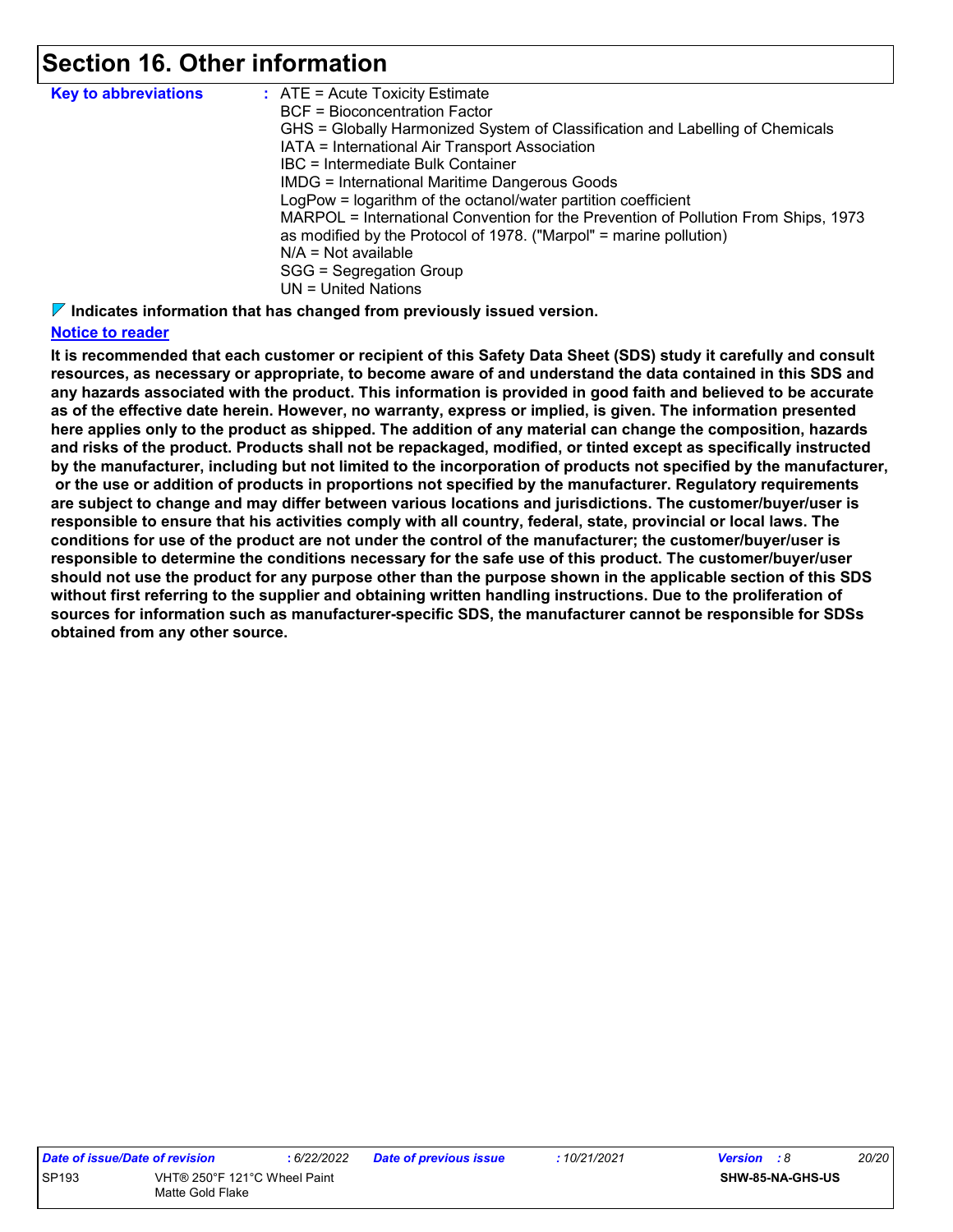# Section 16. Other information

**Key to abbreviations** : ATE = Acute Toxicity Estimate
BCF = Bioconcentration Factor
GHS = Globally Harmonized System of Classification and Labelling of Chemicals
IATA = International Air Transport Association
IBC = Intermediate Bulk Container
IMDG = International Maritime Dangerous Goods
LogPow = logarithm of the octanol/water partition coefficient
MARPOL = International Convention for the Prevention of Pollution From Ships, 1973 as modified by the Protocol of 1978. ("Marpol" = marine pollution)
N/A = Not available
SGG = Segregation Group
UN = United Nations

**Indicates information that has changed from previously issued version.**

**Notice to reader**

**It is recommended that each customer or recipient of this Safety Data Sheet (SDS) study it carefully and consult resources, as necessary or appropriate, to become aware of and understand the data contained in this SDS and any hazards associated with the product. This information is provided in good faith and believed to be accurate as of the effective date herein. However, no warranty, express or implied, is given. The information presented here applies only to the product as shipped. The addition of any material can change the composition, hazards and risks of the product. Products shall not be repackaged, modified, or tinted except as specifically instructed by the manufacturer, including but not limited to the incorporation of products not specified by the manufacturer, or the use or addition of products in proportions not specified by the manufacturer. Regulatory requirements are subject to change and may differ between various locations and jurisdictions. The customer/buyer/user is responsible to ensure that his activities comply with all country, federal, state, provincial or local laws. The conditions for use of the product are not under the control of the manufacturer; the customer/buyer/user is responsible to determine the conditions necessary for the safe use of this product. The customer/buyer/user should not use the product for any purpose other than the purpose shown in the applicable section of this SDS without first referring to the supplier and obtaining written handling instructions. Due to the proliferation of sources for information such as manufacturer-specific SDS, the manufacturer cannot be responsible for SDSs obtained from any other source.**